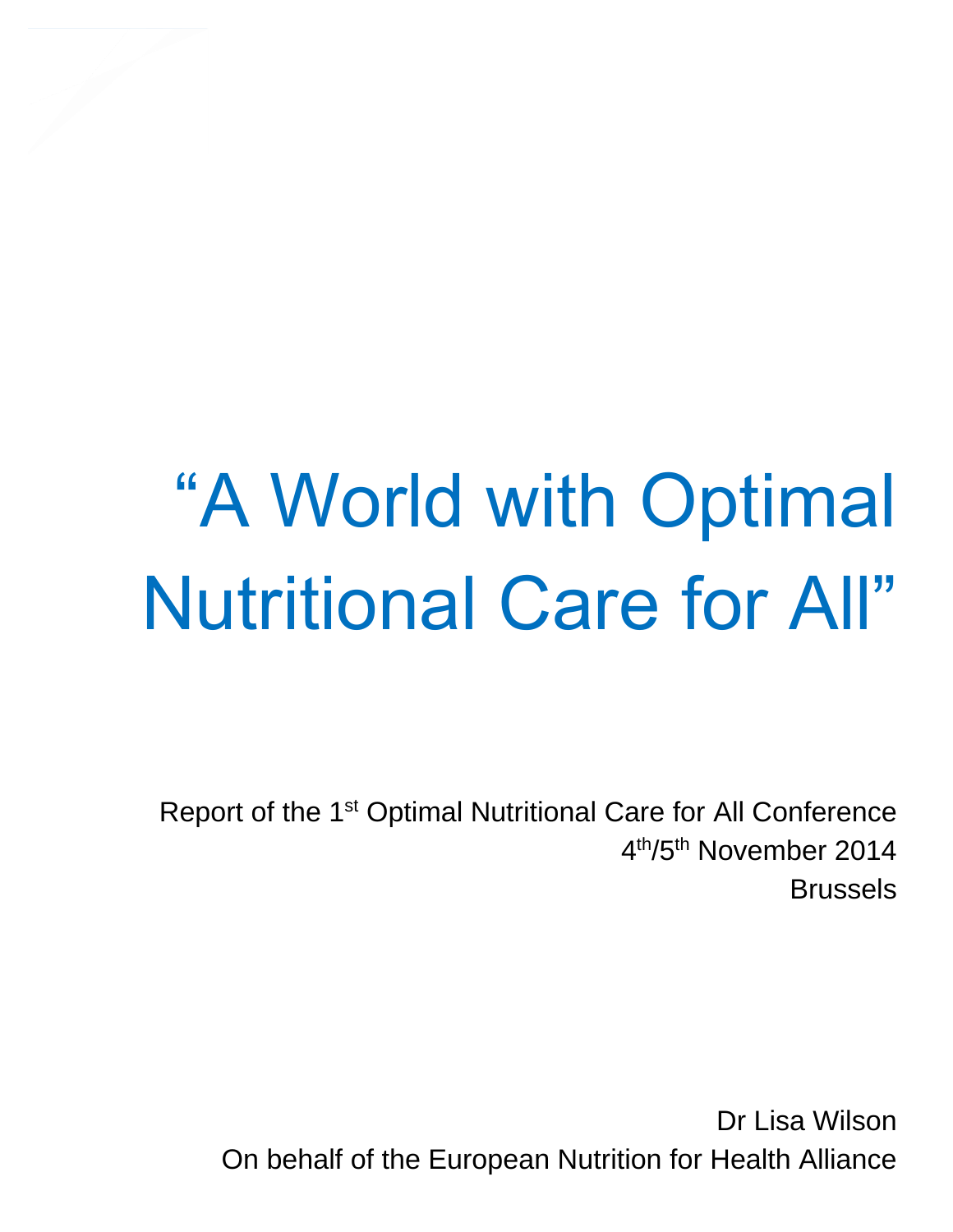# "A World with Optimal Nutritional Care for All"

Report of the 1st Optimal Nutritional Care for All Conference

4th/5th November 2014

Brussels

Dr Lisa Wilson

On behalf of the European Nutrition for Health Alliance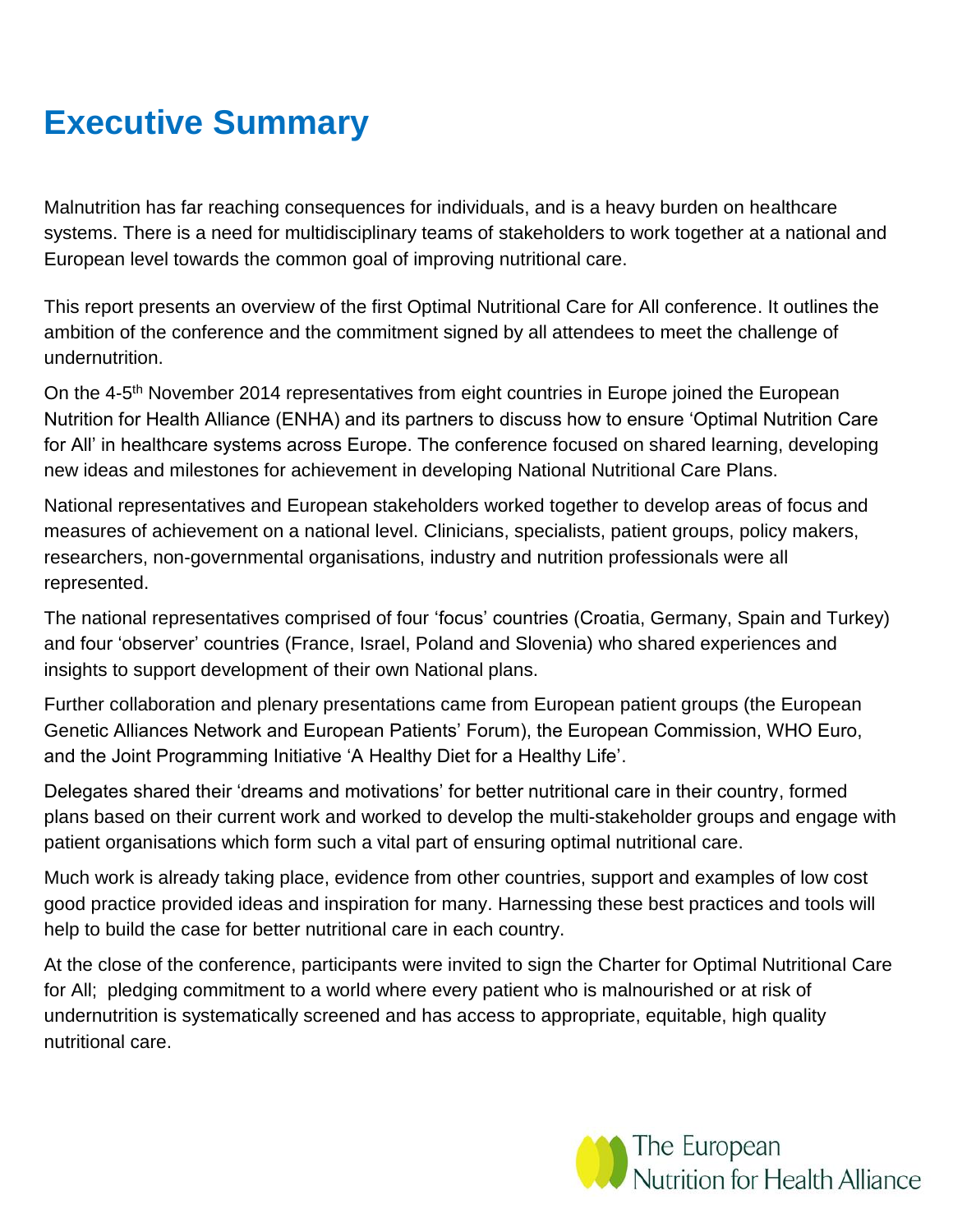# Executive Summary

Malnutrition has far reaching consequences for individuals, and is a heavy burden on healthcare systems. There is a need for multidisciplinary teams of stakeholders to work together at a national and European level towards the common goal of improving nutritional care.

This report presents an overview of the first Optimal Nutritional Care for All conference. It outlines the ambition of the conference and the commitment signed by all attendees to meet the challenge of undernutrition.

On the 4-5th November 2014 representatives from eight countries in Europe joined the European Nutrition for Health Alliance (ENHA) and its partners to discuss how to ensure 'Optimal Nutrition Care for All' in healthcare systems across Europe. The conference focused on shared learning, developing new ideas and milestones for achievement in developing National Nutritional Care Plans.

National representatives and European stakeholders worked together to develop areas of focus and measures of achievement on a national level. Clinicians, specialists, patient groups, policy makers, researchers, non-governmental organisations, industry and nutrition professionals were all represented.

The national representatives comprised of four 'focus' countries (Croatia, Germany, Spain and Turkey) and four 'observer' countries (France, Israel, Poland and Slovenia) who shared experiences and insights to support development of their own National plans.

Further collaboration and plenary presentations came from European patient groups (the European Genetic Alliances Network and European Patients' Forum), the European Commission, WHO Euro, and the Joint Programming Initiative 'A Healthy Diet for a Healthy Life'.

Delegates shared their 'dreams and motivations' for better nutritional care in their country, formed plans based on their current work and worked to develop the multi-stakeholder groups and engage with patient organisations which form such a vital part of ensuring optimal nutritional care.

Much work is already taking place, evidence from other countries, support and examples of low cost good practice provided ideas and inspiration for many. Harnessing these best practices and tools will help to build the case for better nutritional care in each country.

At the close of the conference, participants were invited to sign the Charter for Optimal Nutritional Care for All; pledging commitment to a world where every patient who is malnourished or at risk of undernutrition is systematically screened and has access to appropriate, equitable, high quality nutritional care.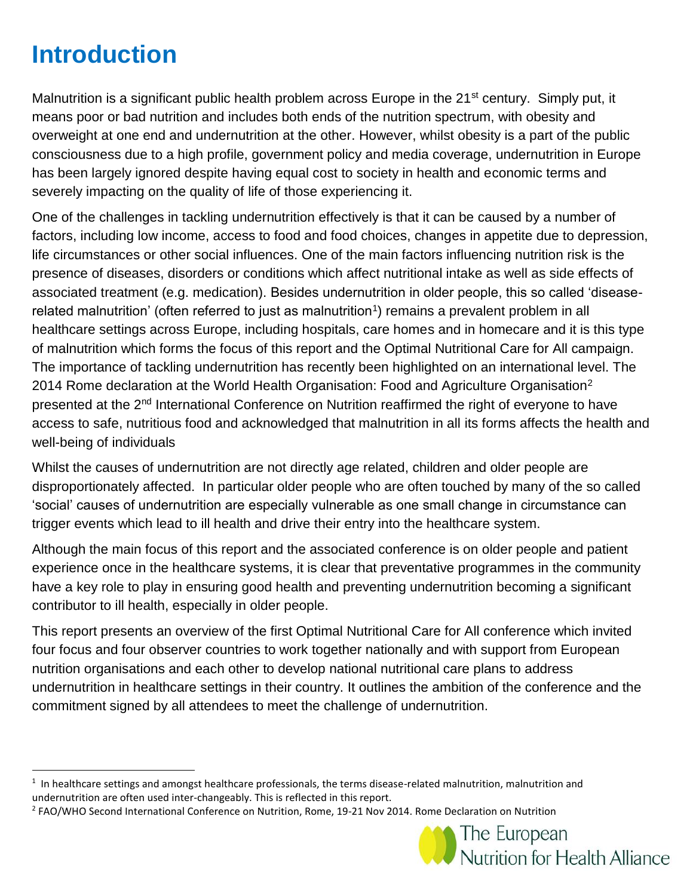# Introduction

Malnutrition is a significant public health problem across Europe in the 21st century. Simply put, it means poor or bad nutrition and includes both ends of the nutrition spectrum, with obesity and overweight at one end and undernutrition at the other. However, whilst obesity is a part of the public consciousness due to a high profile, government policy and media coverage, undernutrition in Europe has been largely ignored despite having equal cost to society in health and economic terms and severely impacting on the quality of life of those experiencing it.

One of the challenges in tackling undernutrition effectively is that it can be caused by a number of factors, including low income, access to food and food choices, changes in appetite due to depression, life circumstances or other social influences. One of the main factors influencing nutrition risk is the presence of diseases, disorders or conditions which affect nutritional intake as well as side effects of associated treatment (e.g. medication). Besides undernutrition in older people, this so called 'disease-related malnutrition' (often referred to just as malnutrition[1]) remains a prevalent problem in all healthcare settings across Europe, including hospitals, care homes and in homecare and it is this type of malnutrition which forms the focus of this report and the Optimal Nutritional Care for All campaign. The importance of tackling undernutrition has recently been highlighted on an international level. The 2014 Rome declaration at the World Health Organisation: Food and Agriculture Organisation[2] presented at the 2nd International Conference on Nutrition reaffirmed the right of everyone to have access to safe, nutritious food and acknowledged that malnutrition in all its forms affects the health and well-being of individuals

Whilst the causes of undernutrition are not directly age related, children and older people are disproportionately affected. In particular older people who are often touched by many of the so called 'social' causes of undernutrition are especially vulnerable as one small change in circumstance can trigger events which lead to ill health and drive their entry into the healthcare system.

Although the main focus of this report and the associated conference is on older people and patient experience once in the healthcare systems, it is clear that preventative programmes in the community have a key role to play in ensuring good health and preventing undernutrition becoming a significant contributor to ill health, especially in older people.

This report presents an overview of the first Optimal Nutritional Care for All conference which invited four focus and four observer countries to work together nationally and with support from European nutrition organisations and each other to develop national nutritional care plans to address undernutrition in healthcare settings in their country. It outlines the ambition of the conference and the commitment signed by all attendees to meet the challenge of undernutrition.

---

[1] In healthcare settings and amongst healthcare professionals, the terms disease-related malnutrition, malnutrition and undernutrition are often used inter-changeably. This is reflected in this report.

[2] FAO/WHO Second International Conference on Nutrition, Rome, 19-21 Nov 2014. Rome Declaration on Nutrition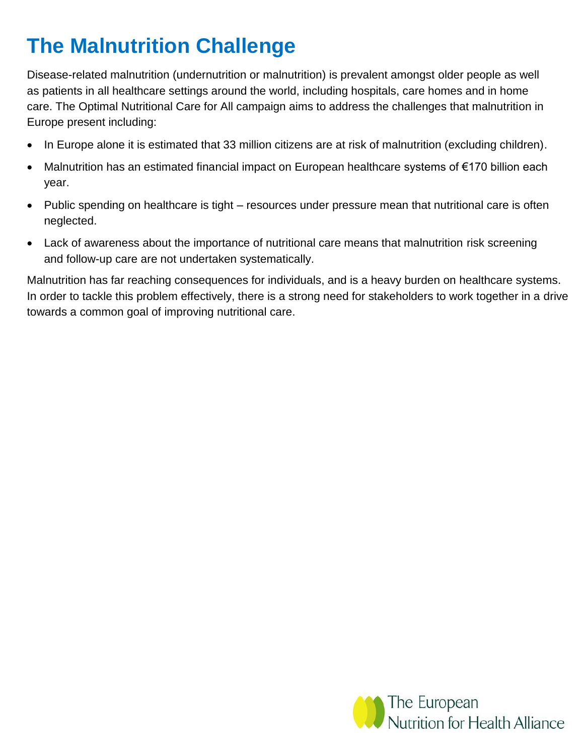# The Malnutrition Challenge

Disease-related malnutrition (undernutrition or malnutrition) is prevalent amongst older people as well as patients in all healthcare settings around the world, including hospitals, care homes and in home care. The Optimal Nutritional Care for All campaign aims to address the challenges that malnutrition in Europe present including:

- In Europe alone it is estimated that 33 million citizens are at risk of malnutrition (excluding children).
- Malnutrition has an estimated financial impact on European healthcare systems of €170 billion each year.
- Public spending on healthcare is tight – resources under pressure mean that nutritional care is often neglected.
- Lack of awareness about the importance of nutritional care means that malnutrition risk screening and follow-up care are not undertaken systematically.

Malnutrition has far reaching consequences for individuals, and is a heavy burden on healthcare systems. In order to tackle this problem effectively, there is a strong need for stakeholders to work together in a drive towards a common goal of improving nutritional care.

The European Nutrition for Health Alliance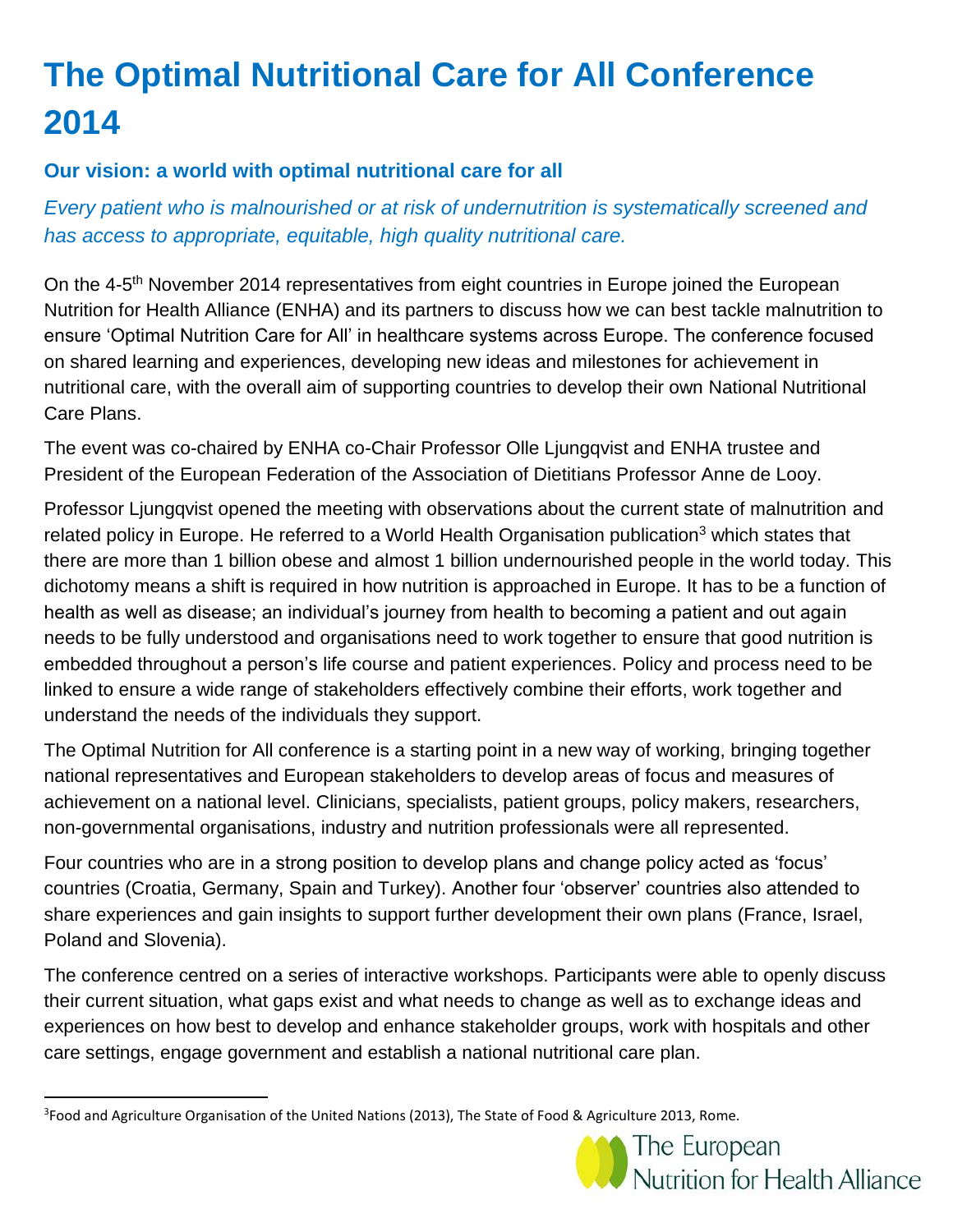# The Optimal Nutritional Care for All Conference 2014

### Our vision: a world with optimal nutritional care for all

*Every patient who is malnourished or at risk of undernutrition is systematically screened and has access to appropriate, equitable, high quality nutritional care.*

On the 4-5th November 2014 representatives from eight countries in Europe joined the European Nutrition for Health Alliance (ENHA) and its partners to discuss how we can best tackle malnutrition to ensure 'Optimal Nutrition Care for All' in healthcare systems across Europe. The conference focused on shared learning and experiences, developing new ideas and milestones for achievement in nutritional care, with the overall aim of supporting countries to develop their own National Nutritional Care Plans.

The event was co-chaired by ENHA co-Chair Professor Olle Ljungqvist and ENHA trustee and President of the European Federation of the Association of Dietitians Professor Anne de Looy.

Professor Ljungqvist opened the meeting with observations about the current state of malnutrition and related policy in Europe. He referred to a World Health Organisation publication[3] which states that there are more than 1 billion obese and almost 1 billion undernourished people in the world today. This dichotomy means a shift is required in how nutrition is approached in Europe. It has to be a function of health as well as disease; an individual's journey from health to becoming a patient and out again needs to be fully understood and organisations need to work together to ensure that good nutrition is embedded throughout a person's life course and patient experiences. Policy and process need to be linked to ensure a wide range of stakeholders effectively combine their efforts, work together and understand the needs of the individuals they support.

The Optimal Nutrition for All conference is a starting point in a new way of working, bringing together national representatives and European stakeholders to develop areas of focus and measures of achievement on a national level. Clinicians, specialists, patient groups, policy makers, researchers, non-governmental organisations, industry and nutrition professionals were all represented.

Four countries who are in a strong position to develop plans and change policy acted as 'focus' countries (Croatia, Germany, Spain and Turkey). Another four 'observer' countries also attended to share experiences and gain insights to support further development their own plans (France, Israel, Poland and Slovenia).

The conference centred on a series of interactive workshops. Participants were able to openly discuss their current situation, what gaps exist and what needs to change as well as to exchange ideas and experiences on how best to develop and enhance stakeholder groups, work with hospitals and other care settings, engage government and establish a national nutritional care plan.

---

[3] Food and Agriculture Organisation of the United Nations (2013), The State of Food & Agriculture 2013, Rome.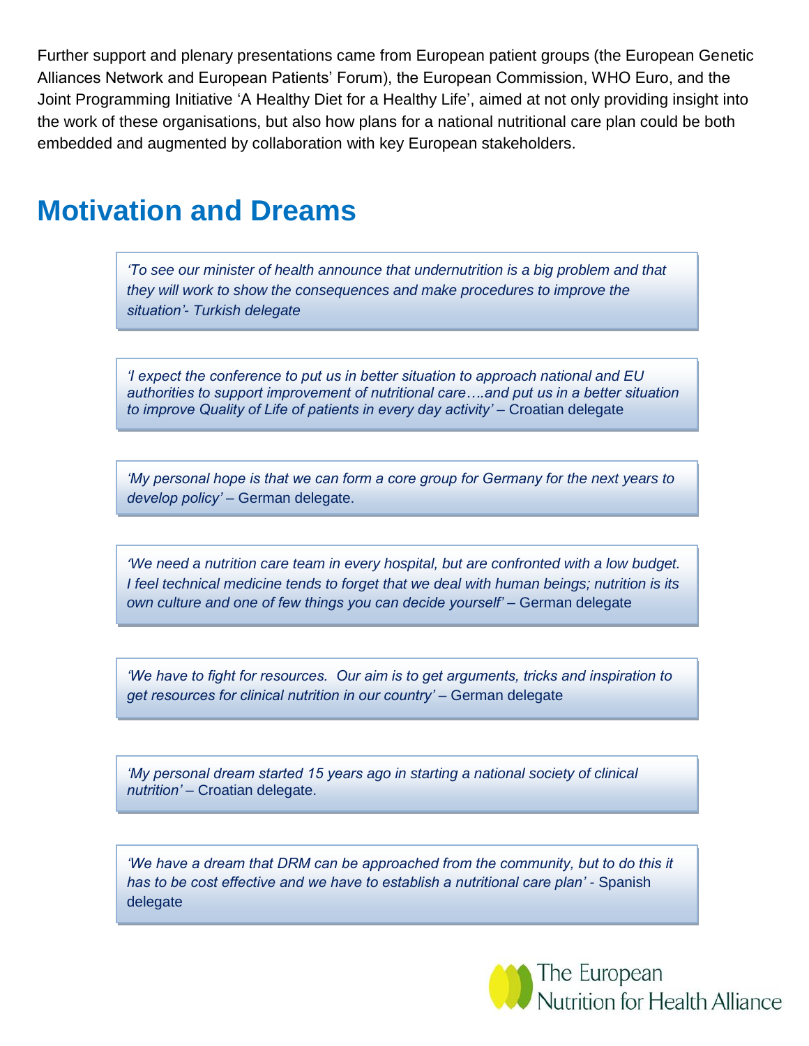Further support and plenary presentations came from European patient groups (the European Genetic Alliances Network and European Patients' Forum), the European Commission, WHO Euro, and the Joint Programming Initiative 'A Healthy Diet for a Healthy Life', aimed at not only providing insight into the work of these organisations, but also how plans for a national nutritional care plan could be both embedded and augmented by collaboration with key European stakeholders.

## Motivation and Dreams

> *'To see our minister of health announce that undernutrition is a big problem and that they will work to show the consequences and make procedures to improve the situation'- Turkish delegate*

> *'I expect the conference to put us in better situation to approach national and EU authorities to support improvement of nutritional care….and put us in a better situation to improve Quality of Life of patients in every day activity'* – Croatian delegate

> *'My personal hope is that we can form a core group for Germany for the next years to develop policy'* – German delegate.

> *'We need a nutrition care team in every hospital, but are confronted with a low budget. I feel technical medicine tends to forget that we deal with human beings; nutrition is its own culture and one of few things you can decide yourself'* – German delegate

> *'We have to fight for resources. Our aim is to get arguments, tricks and inspiration to get resources for clinical nutrition in our country'* – German delegate

> *'My personal dream started 15 years ago in starting a national society of clinical nutrition'* – Croatian delegate.

> *'We have a dream that DRM can be approached from the community, but to do this it has to be cost effective and we have to establish a nutritional care plan'* - Spanish delegate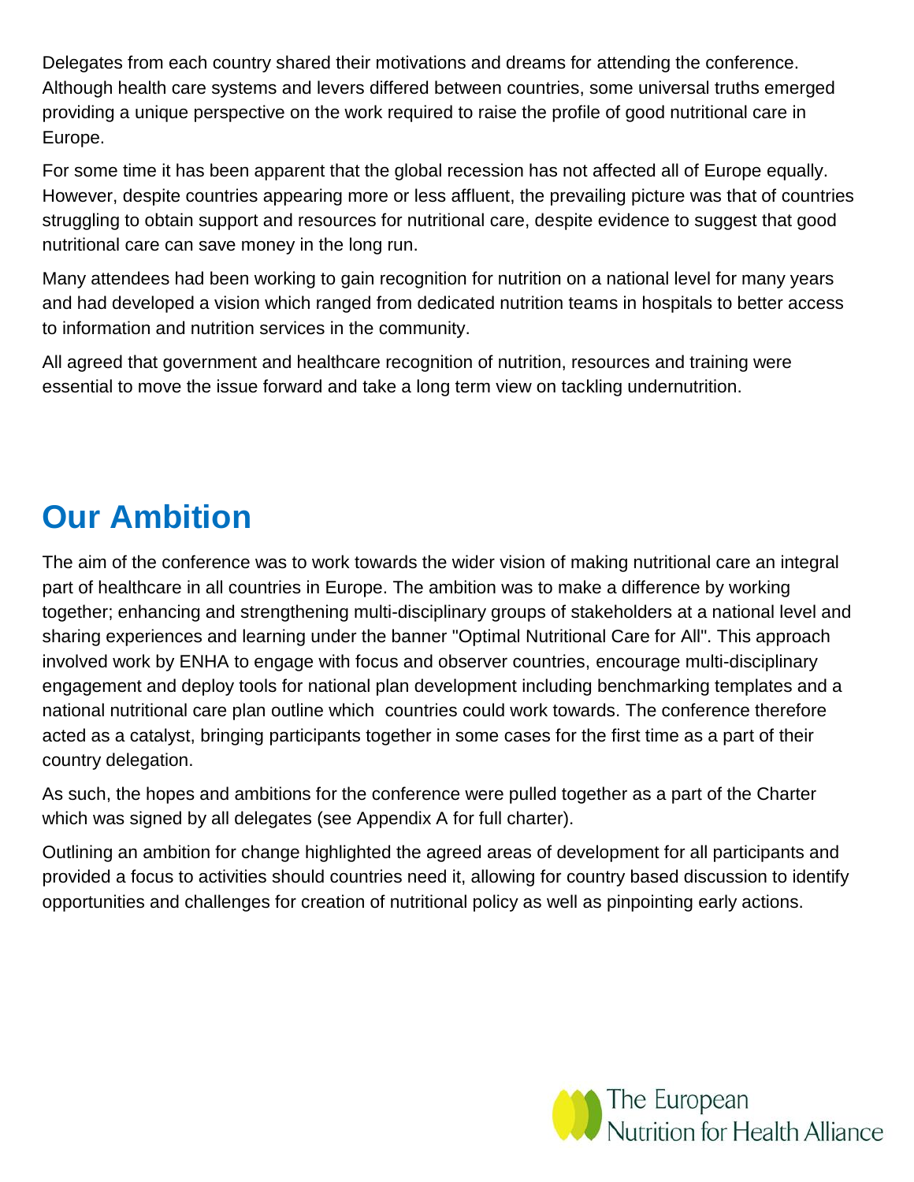Delegates from each country shared their motivations and dreams for attending the conference. Although health care systems and levers differed between countries, some universal truths emerged providing a unique perspective on the work required to raise the profile of good nutritional care in Europe.

For some time it has been apparent that the global recession has not affected all of Europe equally. However, despite countries appearing more or less affluent, the prevailing picture was that of countries struggling to obtain support and resources for nutritional care, despite evidence to suggest that good nutritional care can save money in the long run.

Many attendees had been working to gain recognition for nutrition on a national level for many years and had developed a vision which ranged from dedicated nutrition teams in hospitals to better access to information and nutrition services in the community.

All agreed that government and healthcare recognition of nutrition, resources and training were essential to move the issue forward and take a long term view on tackling undernutrition.

# Our Ambition

The aim of the conference was to work towards the wider vision of making nutritional care an integral part of healthcare in all countries in Europe. The ambition was to make a difference by working together; enhancing and strengthening multi-disciplinary groups of stakeholders at a national level and sharing experiences and learning under the banner "Optimal Nutritional Care for All". This approach involved work by ENHA to engage with focus and observer countries, encourage multi-disciplinary engagement and deploy tools for national plan development including benchmarking templates and a national nutritional care plan outline which countries could work towards. The conference therefore acted as a catalyst, bringing participants together in some cases for the first time as a part of their country delegation.

As such, the hopes and ambitions for the conference were pulled together as a part of the Charter which was signed by all delegates (see Appendix A for full charter).

Outlining an ambition for change highlighted the agreed areas of development for all participants and provided a focus to activities should countries need it, allowing for country based discussion to identify opportunities and challenges for creation of nutritional policy as well as pinpointing early actions.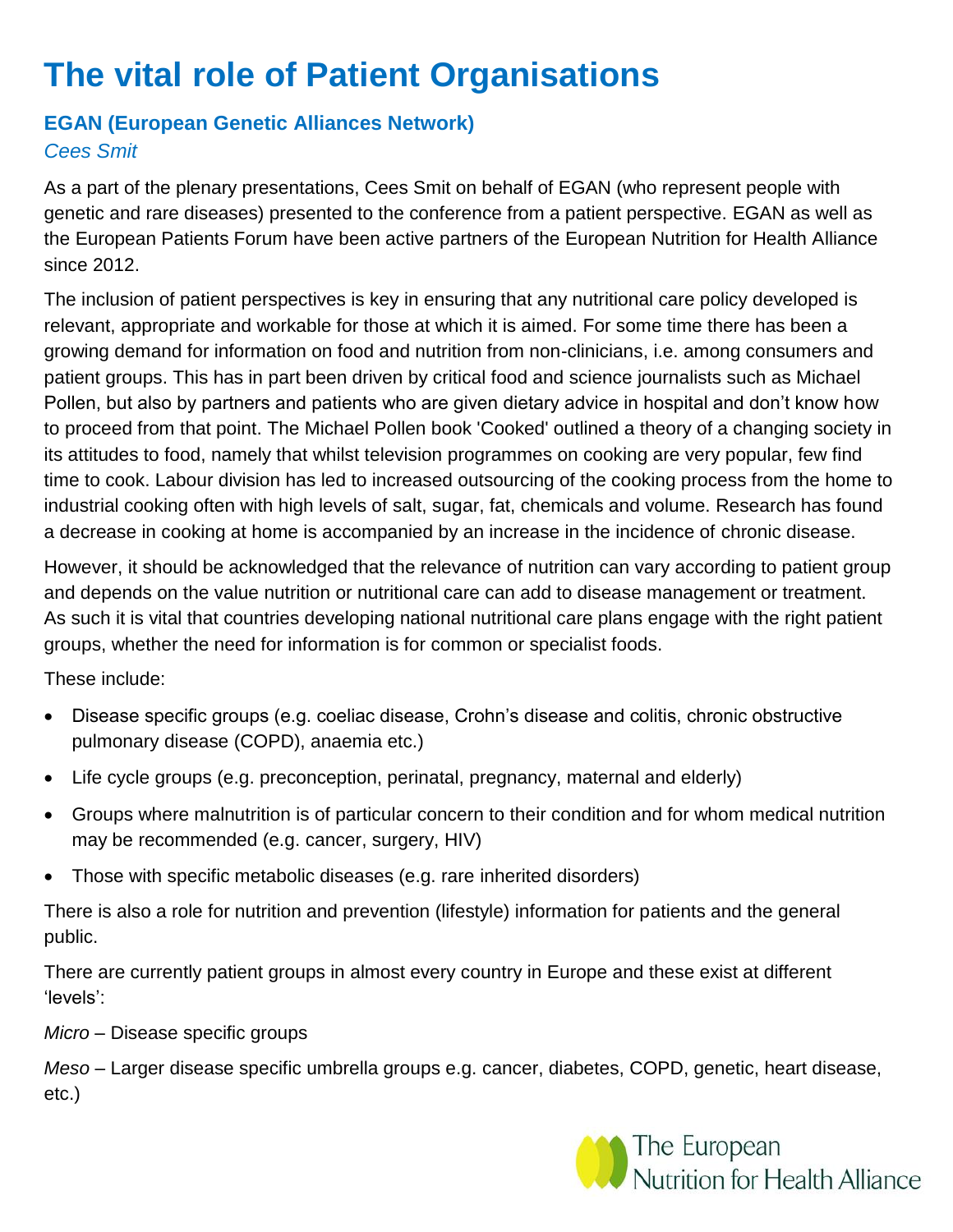# The vital role of Patient Organisations

## EGAN (European Genetic Alliances Network)

*Cees Smit*

As a part of the plenary presentations, Cees Smit on behalf of EGAN (who represent people with genetic and rare diseases) presented to the conference from a patient perspective. EGAN as well as the European Patients Forum have been active partners of the European Nutrition for Health Alliance since 2012.

The inclusion of patient perspectives is key in ensuring that any nutritional care policy developed is relevant, appropriate and workable for those at which it is aimed. For some time there has been a growing demand for information on food and nutrition from non-clinicians, i.e. among consumers and patient groups. This has in part been driven by critical food and science journalists such as Michael Pollen, but also by partners and patients who are given dietary advice in hospital and don't know how to proceed from that point. The Michael Pollen book 'Cooked' outlined a theory of a changing society in its attitudes to food, namely that whilst television programmes on cooking are very popular, few find time to cook. Labour division has led to increased outsourcing of the cooking process from the home to industrial cooking often with high levels of salt, sugar, fat, chemicals and volume. Research has found a decrease in cooking at home is accompanied by an increase in the incidence of chronic disease.

However, it should be acknowledged that the relevance of nutrition can vary according to patient group and depends on the value nutrition or nutritional care can add to disease management or treatment. As such it is vital that countries developing national nutritional care plans engage with the right patient groups, whether the need for information is for common or specialist foods.

These include:

- Disease specific groups (e.g. coeliac disease, Crohn's disease and colitis, chronic obstructive pulmonary disease (COPD), anaemia etc.)
- Life cycle groups (e.g. preconception, perinatal, pregnancy, maternal and elderly)
- Groups where malnutrition is of particular concern to their condition and for whom medical nutrition may be recommended (e.g. cancer, surgery, HIV)
- Those with specific metabolic diseases (e.g. rare inherited disorders)

There is also a role for nutrition and prevention (lifestyle) information for patients and the general public.

There are currently patient groups in almost every country in Europe and these exist at different 'levels':

*Micro* – Disease specific groups

*Meso* – Larger disease specific umbrella groups e.g. cancer, diabetes, COPD, genetic, heart disease, etc.)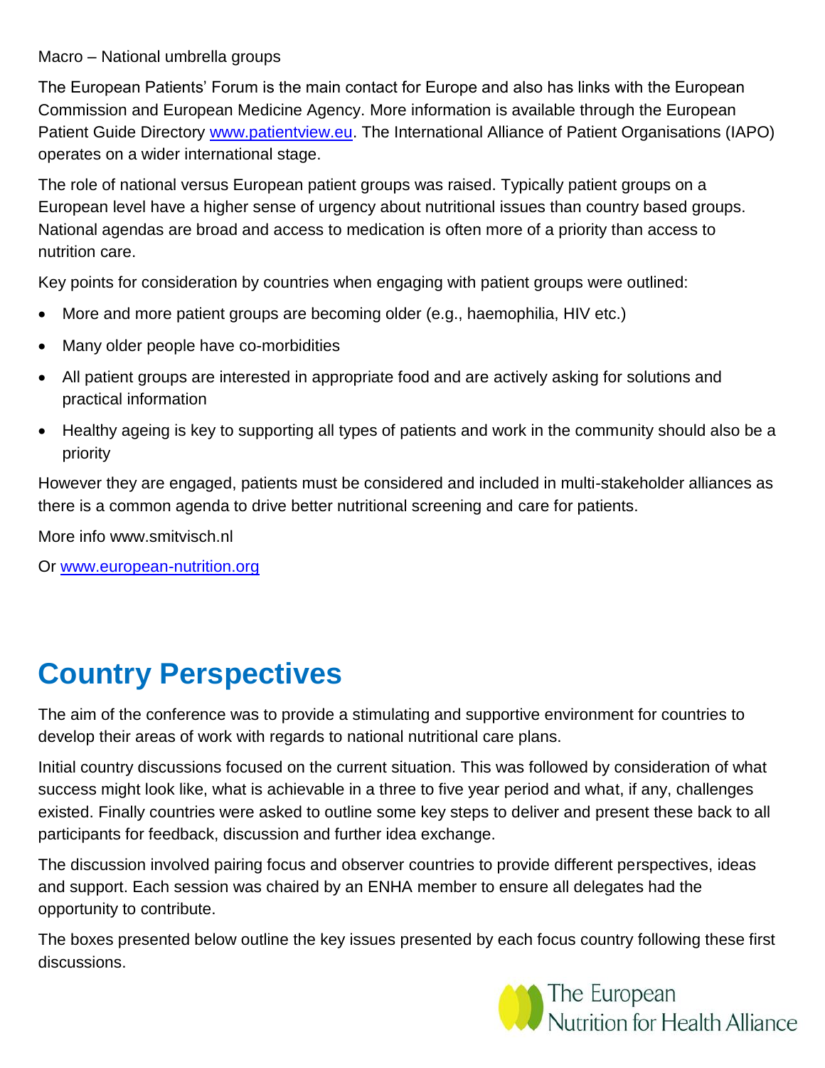Macro – National umbrella groups

The European Patients' Forum is the main contact for Europe and also has links with the European Commission and European Medicine Agency. More information is available through the European Patient Guide Directory www.patientview.eu. The International Alliance of Patient Organisations (IAPO) operates on a wider international stage.

The role of national versus European patient groups was raised. Typically patient groups on a European level have a higher sense of urgency about nutritional issues than country based groups. National agendas are broad and access to medication is often more of a priority than access to nutrition care.

Key points for consideration by countries when engaging with patient groups were outlined:

- More and more patient groups are becoming older (e.g., haemophilia, HIV etc.)
- Many older people have co-morbidities
- All patient groups are interested in appropriate food and are actively asking for solutions and practical information
- Healthy ageing is key to supporting all types of patients and work in the community should also be a priority

However they are engaged, patients must be considered and included in multi-stakeholder alliances as there is a common agenda to drive better nutritional screening and care for patients.

More info www.smitvisch.nl

Or www.european-nutrition.org

# Country Perspectives

The aim of the conference was to provide a stimulating and supportive environment for countries to develop their areas of work with regards to national nutritional care plans.

Initial country discussions focused on the current situation. This was followed by consideration of what success might look like, what is achievable in a three to five year period and what, if any, challenges existed. Finally countries were asked to outline some key steps to deliver and present these back to all participants for feedback, discussion and further idea exchange.

The discussion involved pairing focus and observer countries to provide different perspectives, ideas and support. Each session was chaired by an ENHA member to ensure all delegates had the opportunity to contribute.

The boxes presented below outline the key issues presented by each focus country following these first discussions.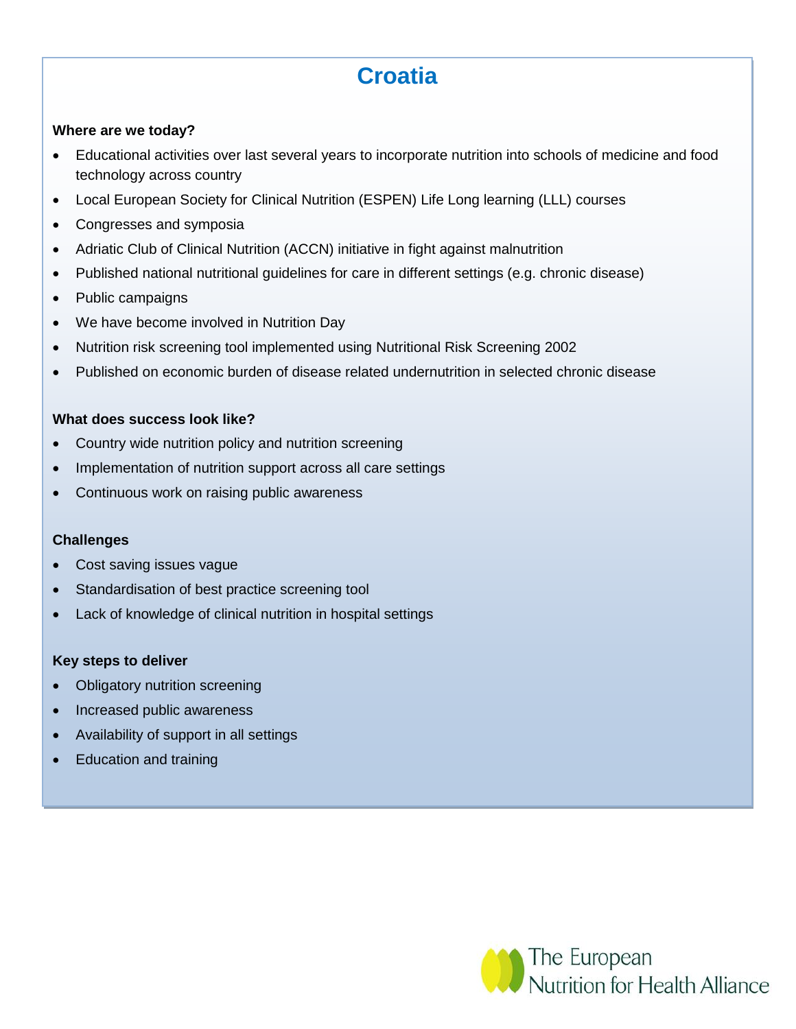# Croatia

**Where are we today?**

- Educational activities over last several years to incorporate nutrition into schools of medicine and food technology across country
- Local European Society for Clinical Nutrition (ESPEN) Life Long learning (LLL) courses
- Congresses and symposia
- Adriatic Club of Clinical Nutrition (ACCN) initiative in fight against malnutrition
- Published national nutritional guidelines for care in different settings (e.g. chronic disease)
- Public campaigns
- We have become involved in Nutrition Day
- Nutrition risk screening tool implemented using Nutritional Risk Screening 2002
- Published on economic burden of disease related undernutrition in selected chronic disease

**What does success look like?**

- Country wide nutrition policy and nutrition screening
- Implementation of nutrition support across all care settings
- Continuous work on raising public awareness

**Challenges**

- Cost saving issues vague
- Standardisation of best practice screening tool
- Lack of knowledge of clinical nutrition in hospital settings

**Key steps to deliver**

- Obligatory nutrition screening
- Increased public awareness
- Availability of support in all settings
- Education and training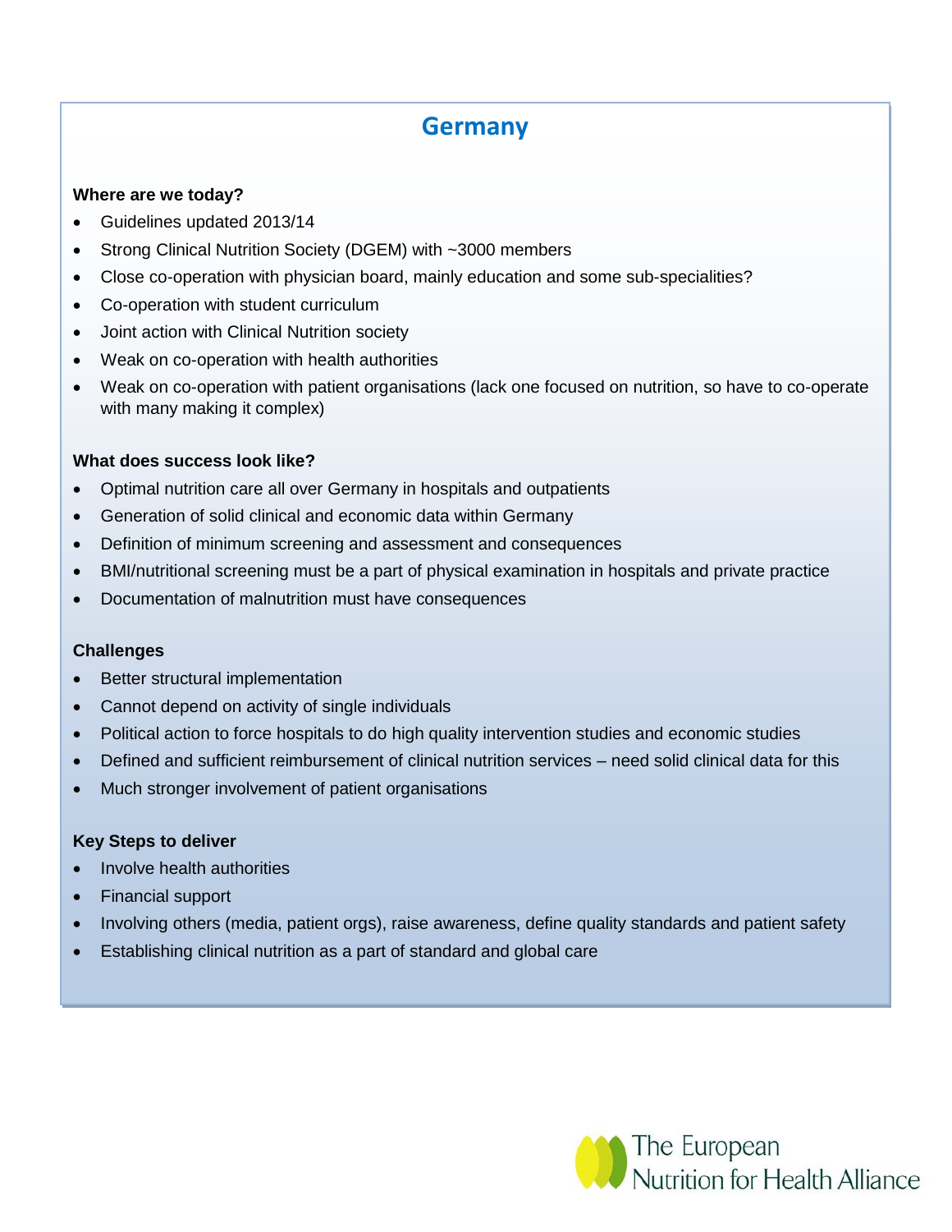# Germany

**Where are we today?**

- Guidelines updated 2013/14
- Strong Clinical Nutrition Society (DGEM) with ~3000 members
- Close co-operation with physician board, mainly education and some sub-specialities?
- Co-operation with student curriculum
- Joint action with Clinical Nutrition society
- Weak on co-operation with health authorities
- Weak on co-operation with patient organisations (lack one focused on nutrition, so have to co-operate with many making it complex)

**What does success look like?**

- Optimal nutrition care all over Germany in hospitals and outpatients
- Generation of solid clinical and economic data within Germany
- Definition of minimum screening and assessment and consequences
- BMI/nutritional screening must be a part of physical examination in hospitals and private practice
- Documentation of malnutrition must have consequences

**Challenges**

- Better structural implementation
- Cannot depend on activity of single individuals
- Political action to force hospitals to do high quality intervention studies and economic studies
- Defined and sufficient reimbursement of clinical nutrition services – need solid clinical data for this
- Much stronger involvement of patient organisations

**Key Steps to deliver**

- Involve health authorities
- Financial support
- Involving others (media, patient orgs), raise awareness, define quality standards and patient safety
- Establishing clinical nutrition as a part of standard and global care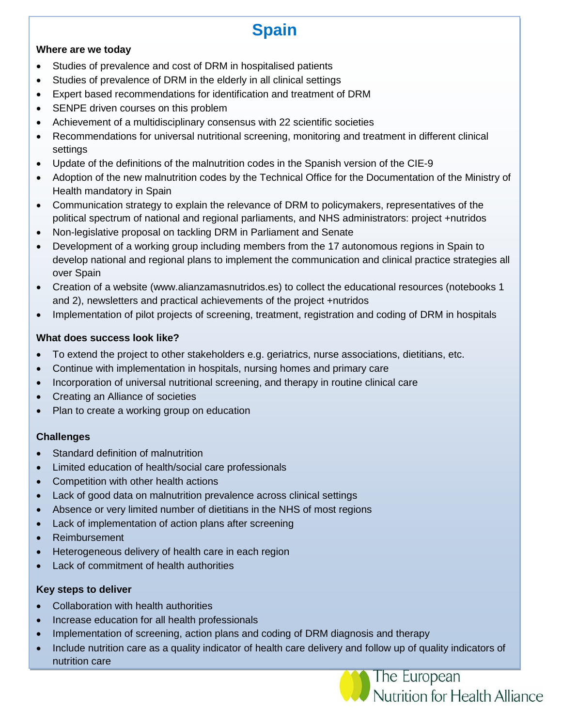# Spain

**Where are we today**

- Studies of prevalence and cost of DRM in hospitalised patients
- Studies of prevalence of DRM in the elderly in all clinical settings
- Expert based recommendations for identification and treatment of DRM
- SENPE driven courses on this problem
- Achievement of a multidisciplinary consensus with 22 scientific societies
- Recommendations for universal nutritional screening, monitoring and treatment in different clinical settings
- Update of the definitions of the malnutrition codes in the Spanish version of the CIE-9
- Adoption of the new malnutrition codes by the Technical Office for the Documentation of the Ministry of Health mandatory in Spain
- Communication strategy to explain the relevance of DRM to policymakers, representatives of the political spectrum of national and regional parliaments, and NHS administrators: project +nutridos
- Non-legislative proposal on tackling DRM in Parliament and Senate
- Development of a working group including members from the 17 autonomous regions in Spain to develop national and regional plans to implement the communication and clinical practice strategies all over Spain
- Creation of a website (www.alianzamasnutridos.es) to collect the educational resources (notebooks 1 and 2), newsletters and practical achievements of the project +nutridos
- Implementation of pilot projects of screening, treatment, registration and coding of DRM in hospitals

**What does success look like?**

- To extend the project to other stakeholders e.g. geriatrics, nurse associations, dietitians, etc.
- Continue with implementation in hospitals, nursing homes and primary care
- Incorporation of universal nutritional screening, and therapy in routine clinical care
- Creating an Alliance of societies
- Plan to create a working group on education

**Challenges**

- Standard definition of malnutrition
- Limited education of health/social care professionals
- Competition with other health actions
- Lack of good data on malnutrition prevalence across clinical settings
- Absence or very limited number of dietitians in the NHS of most regions
- Lack of implementation of action plans after screening
- Reimbursement
- Heterogeneous delivery of health care in each region
- Lack of commitment of health authorities

**Key steps to deliver**

- Collaboration with health authorities
- Increase education for all health professionals
- Implementation of screening, action plans and coding of DRM diagnosis and therapy
- Include nutrition care as a quality indicator of health care delivery and follow up of quality indicators of nutrition care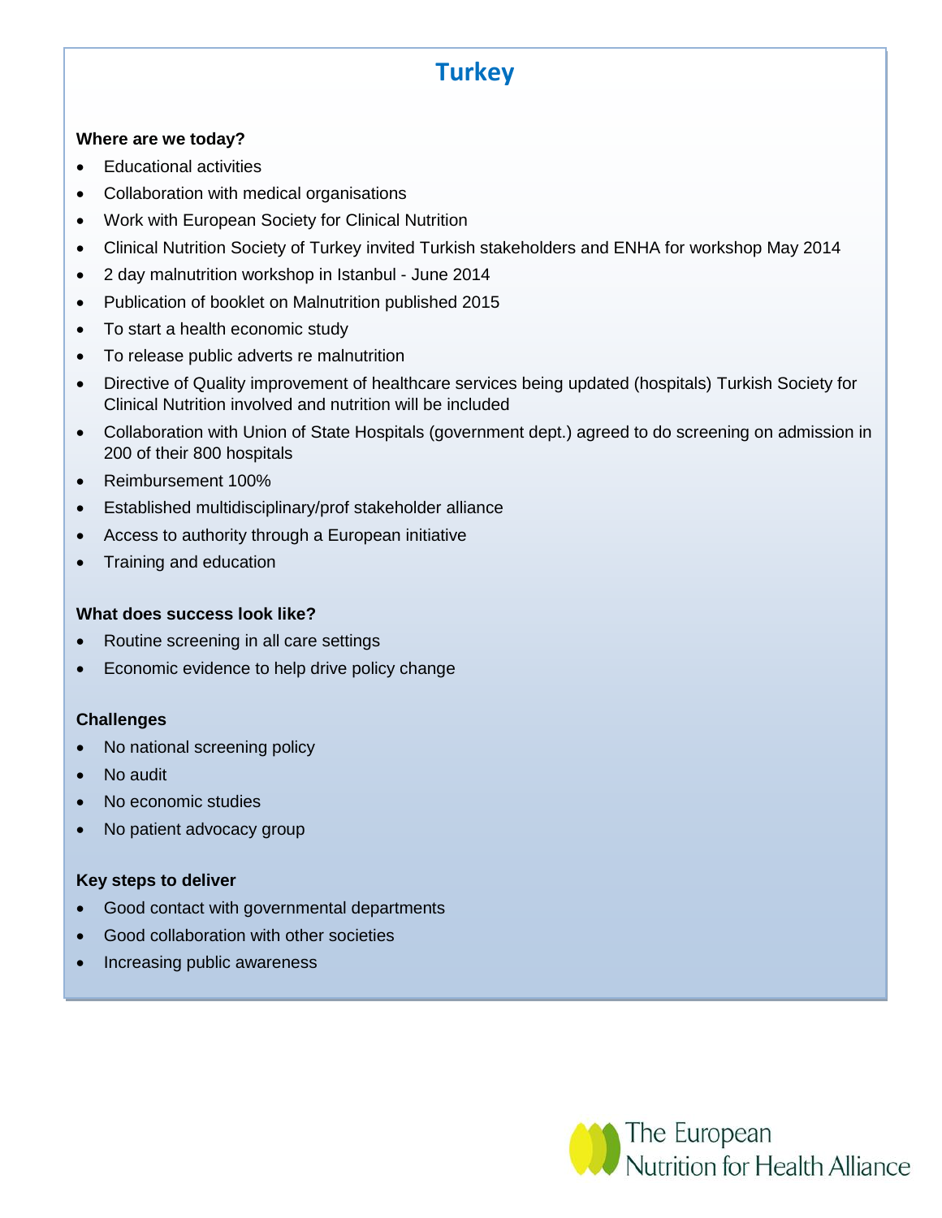# Turkey

**Where are we today?**

- Educational activities
- Collaboration with medical organisations
- Work with European Society for Clinical Nutrition
- Clinical Nutrition Society of Turkey invited Turkish stakeholders and ENHA for workshop May 2014
- 2 day malnutrition workshop in Istanbul - June 2014
- Publication of booklet on Malnutrition published 2015
- To start a health economic study
- To release public adverts re malnutrition
- Directive of Quality improvement of healthcare services being updated (hospitals) Turkish Society for Clinical Nutrition involved and nutrition will be included
- Collaboration with Union of State Hospitals (government dept.) agreed to do screening on admission in 200 of their 800 hospitals
- Reimbursement 100%
- Established multidisciplinary/prof stakeholder alliance
- Access to authority through a European initiative
- Training and education

**What does success look like?**

- Routine screening in all care settings
- Economic evidence to help drive policy change

**Challenges**

- No national screening policy
- No audit
- No economic studies
- No patient advocacy group

**Key steps to deliver**

- Good contact with governmental departments
- Good collaboration with other societies
- Increasing public awareness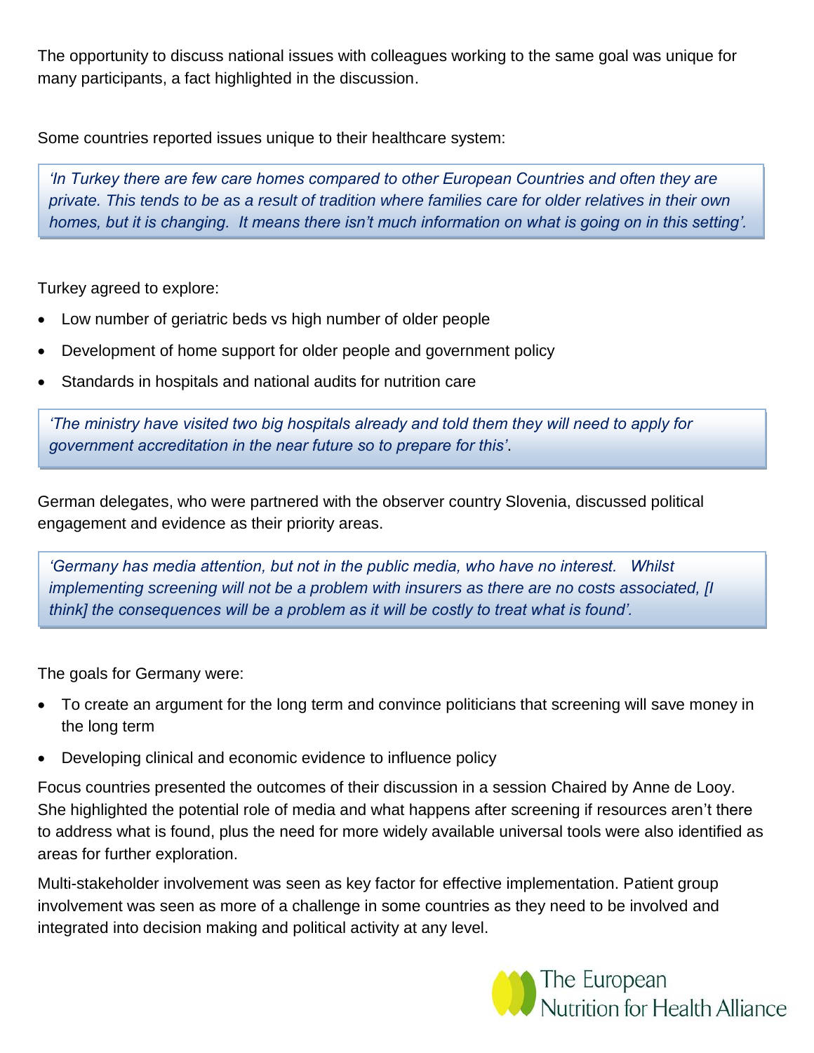The opportunity to discuss national issues with colleagues working to the same goal was unique for many participants, a fact highlighted in the discussion.

Some countries reported issues unique to their healthcare system:

> *'In Turkey there are few care homes compared to other European Countries and often they are private. This tends to be as a result of tradition where families care for older relatives in their own homes, but it is changing. It means there isn't much information on what is going on in this setting'.*

Turkey agreed to explore:

- Low number of geriatric beds vs high number of older people
- Development of home support for older people and government policy
- Standards in hospitals and national audits for nutrition care

> *'The ministry have visited two big hospitals already and told them they will need to apply for government accreditation in the near future so to prepare for this'.*

German delegates, who were partnered with the observer country Slovenia, discussed political engagement and evidence as their priority areas.

> *'Germany has media attention, but not in the public media, who have no interest. Whilst implementing screening will not be a problem with insurers as there are no costs associated, [I think] the consequences will be a problem as it will be costly to treat what is found'.*

The goals for Germany were:

- To create an argument for the long term and convince politicians that screening will save money in the long term
- Developing clinical and economic evidence to influence policy

Focus countries presented the outcomes of their discussion in a session Chaired by Anne de Looy. She highlighted the potential role of media and what happens after screening if resources aren't there to address what is found, plus the need for more widely available universal tools were also identified as areas for further exploration.

Multi-stakeholder involvement was seen as key factor for effective implementation. Patient group involvement was seen as more of a challenge in some countries as they need to be involved and integrated into decision making and political activity at any level.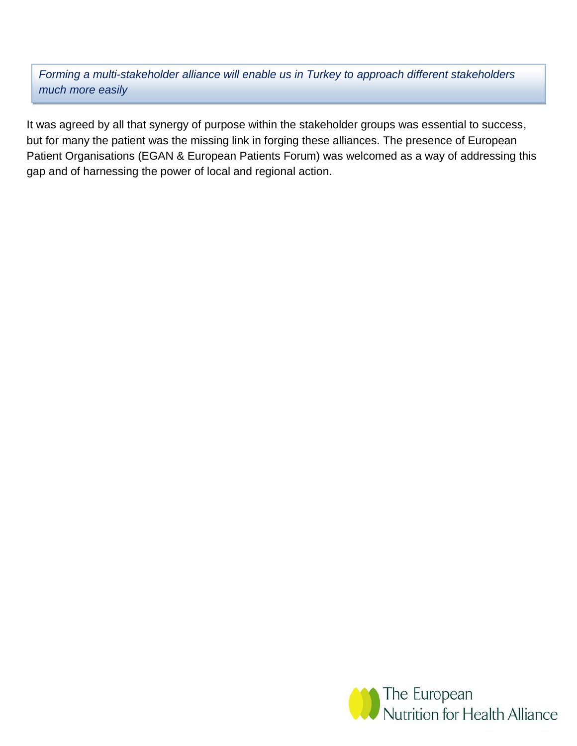*Forming a multi-stakeholder alliance will enable us in Turkey to approach different stakeholders much more easily*

It was agreed by all that synergy of purpose within the stakeholder groups was essential to success, but for many the patient was the missing link in forging these alliances. The presence of European Patient Organisations (EGAN & European Patients Forum) was welcomed as a way of addressing this gap and of harnessing the power of local and regional action.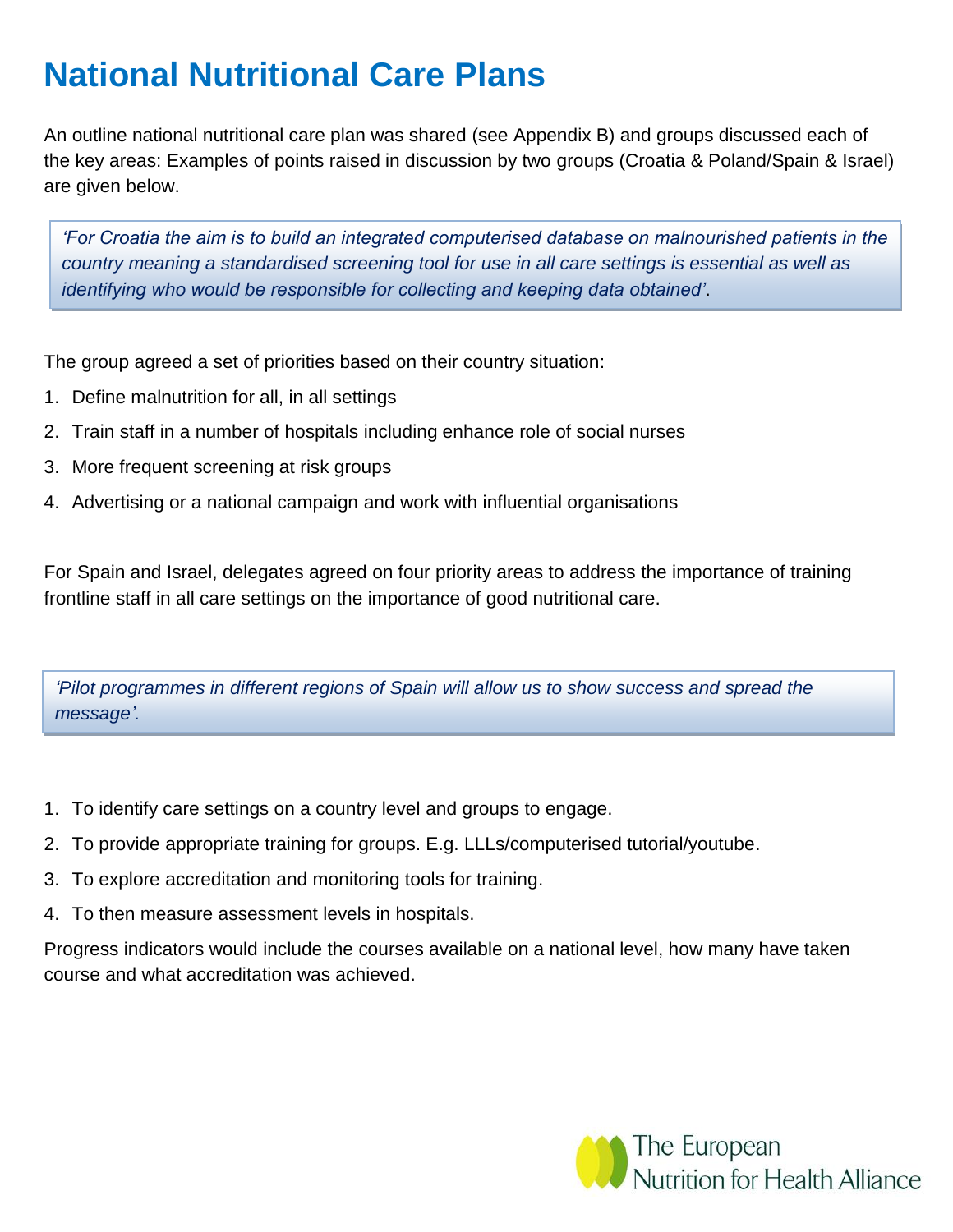# National Nutritional Care Plans

An outline national nutritional care plan was shared (see Appendix B) and groups discussed each of the key areas: Examples of points raised in discussion by two groups (Croatia & Poland/Spain & Israel) are given below.

> *'For Croatia the aim is to build an integrated computerised database on malnourished patients in the country meaning a standardised screening tool for use in all care settings is essential as well as identifying who would be responsible for collecting and keeping data obtained'.*

The group agreed a set of priorities based on their country situation:

1. Define malnutrition for all, in all settings
2. Train staff in a number of hospitals including enhance role of social nurses
3. More frequent screening at risk groups
4. Advertising or a national campaign and work with influential organisations

For Spain and Israel, delegates agreed on four priority areas to address the importance of training frontline staff in all care settings on the importance of good nutritional care.

> *'Pilot programmes in different regions of Spain will allow us to show success and spread the message'.*

1. To identify care settings on a country level and groups to engage.
2. To provide appropriate training for groups. E.g. LLLs/computerised tutorial/youtube.
3. To explore accreditation and monitoring tools for training.
4. To then measure assessment levels in hospitals.

Progress indicators would include the courses available on a national level, how many have taken course and what accreditation was achieved.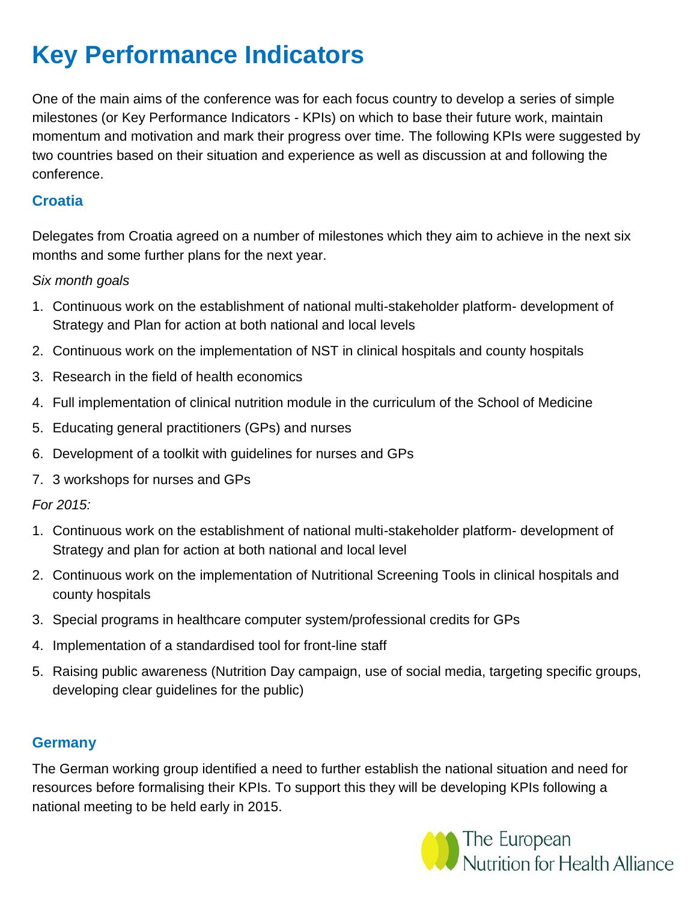# Key Performance Indicators

One of the main aims of the conference was for each focus country to develop a series of simple milestones (or Key Performance Indicators - KPIs) on which to base their future work, maintain momentum and motivation and mark their progress over time. The following KPIs were suggested by two countries based on their situation and experience as well as discussion at and following the conference.

## Croatia

Delegates from Croatia agreed on a number of milestones which they aim to achieve in the next six months and some further plans for the next year.

*Six month goals*

1. Continuous work on the establishment of national multi-stakeholder platform- development of Strategy and Plan for action at both national and local levels
2. Continuous work on the implementation of NST in clinical hospitals and county hospitals
3. Research in the field of health economics
4. Full implementation of clinical nutrition module in the curriculum of the School of Medicine
5. Educating general practitioners (GPs) and nurses
6. Development of a toolkit with guidelines for nurses and GPs
7. 3 workshops for nurses and GPs

*For 2015:*

1. Continuous work on the establishment of national multi-stakeholder platform- development of Strategy and plan for action at both national and local level
2. Continuous work on the implementation of Nutritional Screening Tools in clinical hospitals and county hospitals
3. Special programs in healthcare computer system/professional credits for GPs
4. Implementation of a standardised tool for front-line staff
5. Raising public awareness (Nutrition Day campaign, use of social media, targeting specific groups, developing clear guidelines for the public)

## Germany

The German working group identified a need to further establish the national situation and need for resources before formalising their KPIs. To support this they will be developing KPIs following a national meeting to be held early in 2015.

The European Nutrition for Health Alliance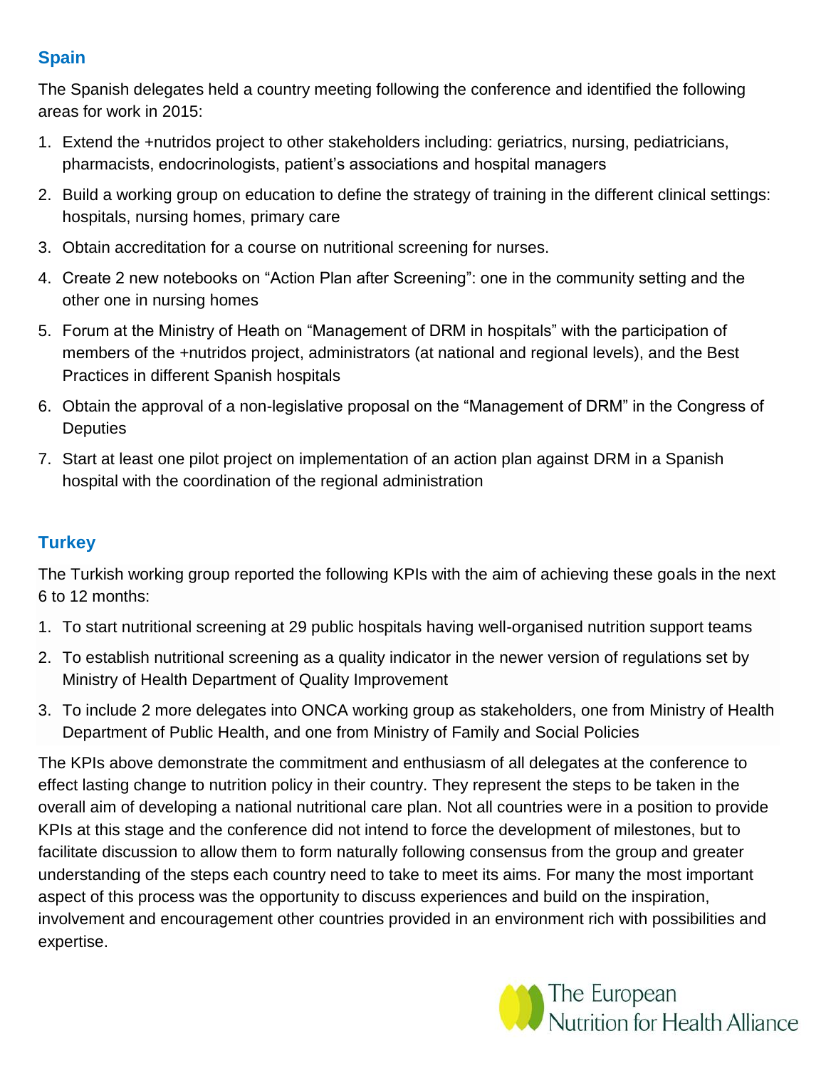## Spain

The Spanish delegates held a country meeting following the conference and identified the following areas for work in 2015:

1. Extend the +nutridos project to other stakeholders including: geriatrics, nursing, pediatricians, pharmacists, endocrinologists, patient's associations and hospital managers
2. Build a working group on education to define the strategy of training in the different clinical settings: hospitals, nursing homes, primary care
3. Obtain accreditation for a course on nutritional screening for nurses.
4. Create 2 new notebooks on "Action Plan after Screening": one in the community setting and the other one in nursing homes
5. Forum at the Ministry of Heath on "Management of DRM in hospitals" with the participation of members of the +nutridos project, administrators (at national and regional levels), and the Best Practices in different Spanish hospitals
6. Obtain the approval of a non-legislative proposal on the "Management of DRM" in the Congress of Deputies
7. Start at least one pilot project on implementation of an action plan against DRM in a Spanish hospital with the coordination of the regional administration

## Turkey

The Turkish working group reported the following KPIs with the aim of achieving these goals in the next 6 to 12 months:

1. To start nutritional screening at 29 public hospitals having well-organised nutrition support teams
2. To establish nutritional screening as a quality indicator in the newer version of regulations set by Ministry of Health Department of Quality Improvement
3. To include 2 more delegates into ONCA working group as stakeholders, one from Ministry of Health Department of Public Health, and one from Ministry of Family and Social Policies

The KPIs above demonstrate the commitment and enthusiasm of all delegates at the conference to effect lasting change to nutrition policy in their country. They represent the steps to be taken in the overall aim of developing a national nutritional care plan. Not all countries were in a position to provide KPIs at this stage and the conference did not intend to force the development of milestones, but to facilitate discussion to allow them to form naturally following consensus from the group and greater understanding of the steps each country need to take to meet its aims. For many the most important aspect of this process was the opportunity to discuss experiences and build on the inspiration, involvement and encouragement other countries provided in an environment rich with possibilities and expertise.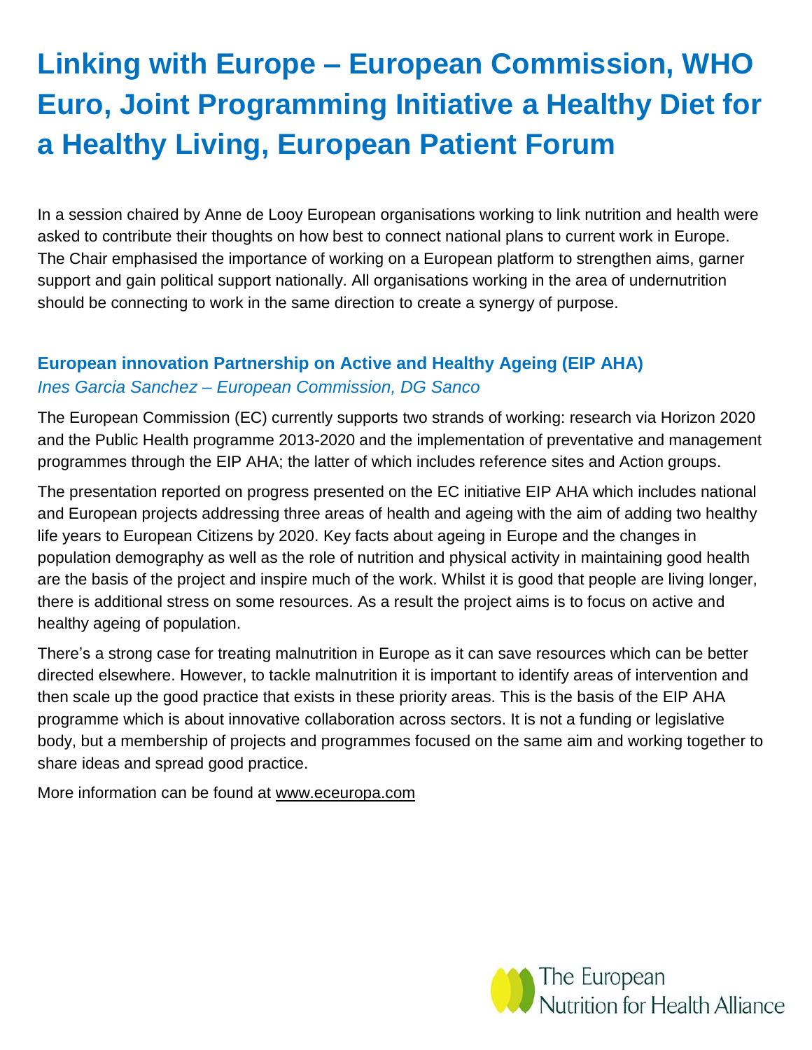# Linking with Europe – European Commission, WHO Euro, Joint Programming Initiative a Healthy Diet for a Healthy Living, European Patient Forum

In a session chaired by Anne de Looy European organisations working to link nutrition and health were asked to contribute their thoughts on how best to connect national plans to current work in Europe. The Chair emphasised the importance of working on a European platform to strengthen aims, garner support and gain political support nationally. All organisations working in the area of undernutrition should be connecting to work in the same direction to create a synergy of purpose.

## European innovation Partnership on Active and Healthy Ageing (EIP AHA)

*Ines Garcia Sanchez – European Commission, DG Sanco*

The European Commission (EC) currently supports two strands of working: research via Horizon 2020 and the Public Health programme 2013-2020 and the implementation of preventative and management programmes through the EIP AHA; the latter of which includes reference sites and Action groups.

The presentation reported on progress presented on the EC initiative EIP AHA which includes national and European projects addressing three areas of health and ageing with the aim of adding two healthy life years to European Citizens by 2020. Key facts about ageing in Europe and the changes in population demography as well as the role of nutrition and physical activity in maintaining good health are the basis of the project and inspire much of the work. Whilst it is good that people are living longer, there is additional stress on some resources. As a result the project aims is to focus on active and healthy ageing of population.

There's a strong case for treating malnutrition in Europe as it can save resources which can be better directed elsewhere. However, to tackle malnutrition it is important to identify areas of intervention and then scale up the good practice that exists in these priority areas. This is the basis of the EIP AHA programme which is about innovative collaboration across sectors. It is not a funding or legislative body, but a membership of projects and programmes focused on the same aim and working together to share ideas and spread good practice.

More information can be found at www.eceuropa.com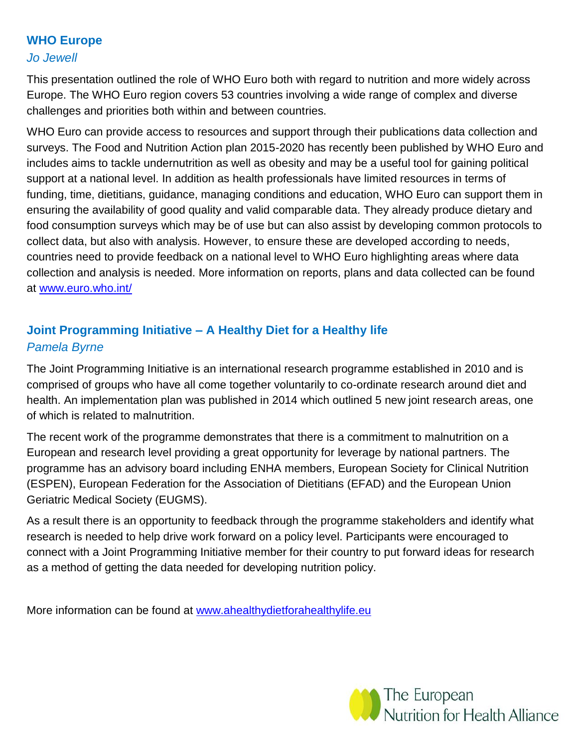### WHO Europe

*Jo Jewell*

This presentation outlined the role of WHO Euro both with regard to nutrition and more widely across Europe. The WHO Euro region covers 53 countries involving a wide range of complex and diverse challenges and priorities both within and between countries.

WHO Euro can provide access to resources and support through their publications data collection and surveys. The Food and Nutrition Action plan 2015-2020 has recently been published by WHO Euro and includes aims to tackle undernutrition as well as obesity and may be a useful tool for gaining political support at a national level. In addition as health professionals have limited resources in terms of funding, time, dietitians, guidance, managing conditions and education, WHO Euro can support them in ensuring the availability of good quality and valid comparable data. They already produce dietary and food consumption surveys which may be of use but can also assist by developing common protocols to collect data, but also with analysis. However, to ensure these are developed according to needs, countries need to provide feedback on a national level to WHO Euro highlighting areas where data collection and analysis is needed. More information on reports, plans and data collected can be found at [www.euro.who.int/](http://www.euro.who.int/)

### Joint Programming Initiative – A Healthy Diet for a Healthy life

*Pamela Byrne*

The Joint Programming Initiative is an international research programme established in 2010 and is comprised of groups who have all come together voluntarily to co-ordinate research around diet and health. An implementation plan was published in 2014 which outlined 5 new joint research areas, one of which is related to malnutrition.

The recent work of the programme demonstrates that there is a commitment to malnutrition on a European and research level providing a great opportunity for leverage by national partners. The programme has an advisory board including ENHA members, European Society for Clinical Nutrition (ESPEN), European Federation for the Association of Dietitians (EFAD) and the European Union Geriatric Medical Society (EUGMS).

As a result there is an opportunity to feedback through the programme stakeholders and identify what research is needed to help drive work forward on a policy level. Participants were encouraged to connect with a Joint Programming Initiative member for their country to put forward ideas for research as a method of getting the data needed for developing nutrition policy.

More information can be found at [www.ahealthydietforahealthylife.eu](http://www.ahealthydietforahealthylife.eu)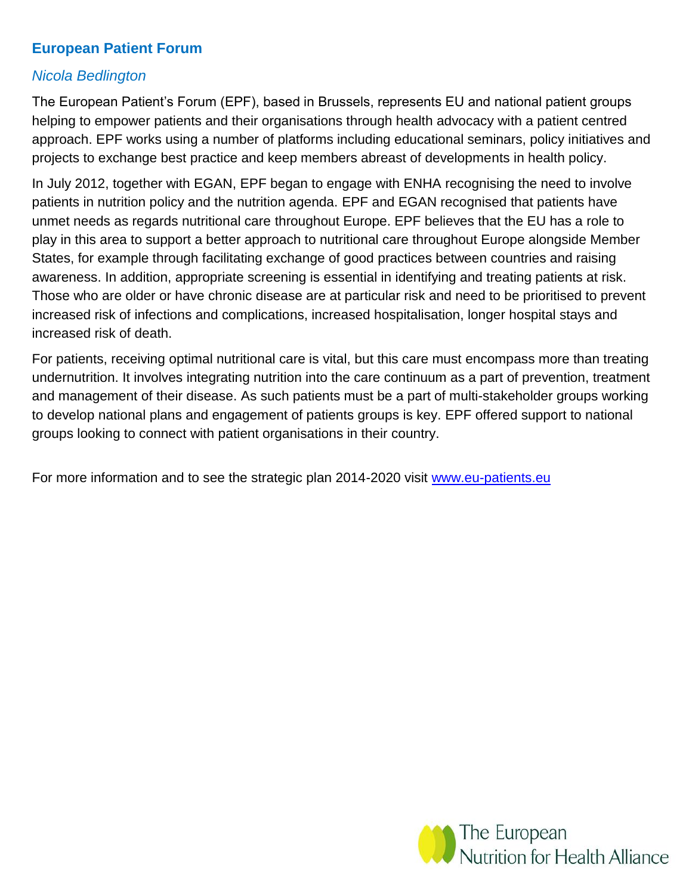## European Patient Forum

*Nicola Bedlington*

The European Patient's Forum (EPF), based in Brussels, represents EU and national patient groups helping to empower patients and their organisations through health advocacy with a patient centred approach. EPF works using a number of platforms including educational seminars, policy initiatives and projects to exchange best practice and keep members abreast of developments in health policy.

In July 2012, together with EGAN, EPF began to engage with ENHA recognising the need to involve patients in nutrition policy and the nutrition agenda. EPF and EGAN recognised that patients have unmet needs as regards nutritional care throughout Europe. EPF believes that the EU has a role to play in this area to support a better approach to nutritional care throughout Europe alongside Member States, for example through facilitating exchange of good practices between countries and raising awareness. In addition, appropriate screening is essential in identifying and treating patients at risk. Those who are older or have chronic disease are at particular risk and need to be prioritised to prevent increased risk of infections and complications, increased hospitalisation, longer hospital stays and increased risk of death.

For patients, receiving optimal nutritional care is vital, but this care must encompass more than treating undernutrition. It involves integrating nutrition into the care continuum as a part of prevention, treatment and management of their disease. As such patients must be a part of multi-stakeholder groups working to develop national plans and engagement of patients groups is key. EPF offered support to national groups looking to connect with patient organisations in their country.

For more information and to see the strategic plan 2014-2020 visit [www.eu-patients.eu](http://www.eu-patients.eu)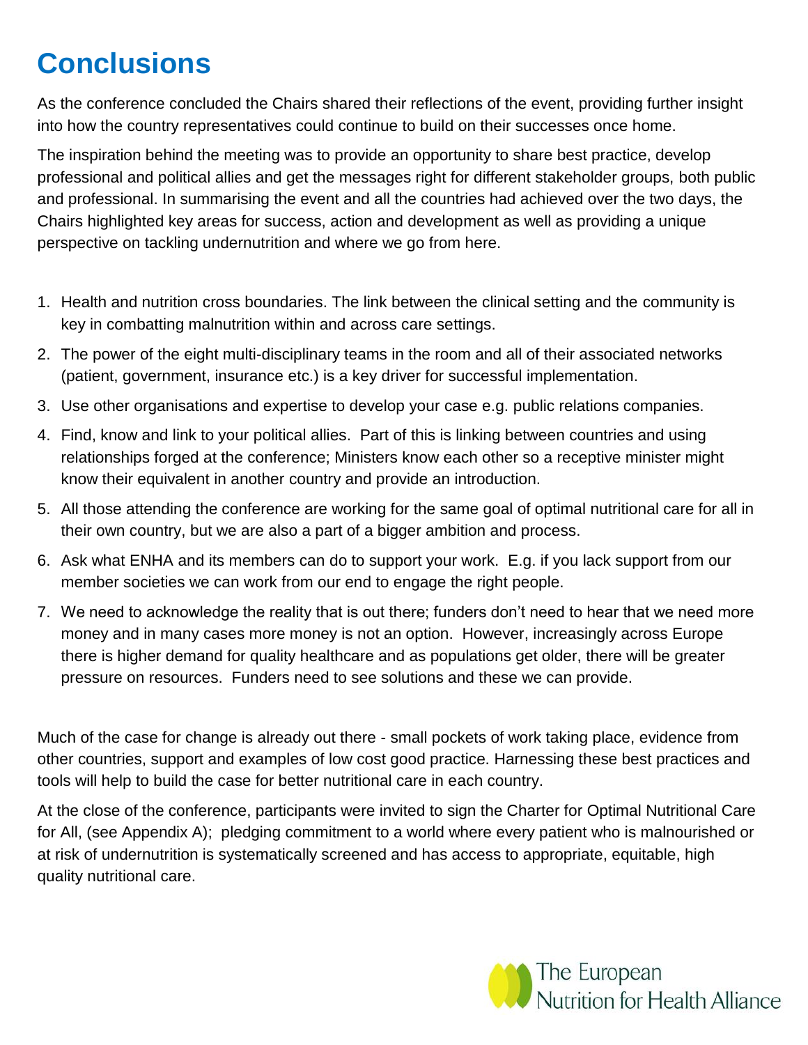# Conclusions

As the conference concluded the Chairs shared their reflections of the event, providing further insight into how the country representatives could continue to build on their successes once home.

The inspiration behind the meeting was to provide an opportunity to share best practice, develop professional and political allies and get the messages right for different stakeholder groups, both public and professional. In summarising the event and all the countries had achieved over the two days, the Chairs highlighted key areas for success, action and development as well as providing a unique perspective on tackling undernutrition and where we go from here.

1. Health and nutrition cross boundaries. The link between the clinical setting and the community is key in combatting malnutrition within and across care settings.
2. The power of the eight multi-disciplinary teams in the room and all of their associated networks (patient, government, insurance etc.) is a key driver for successful implementation.
3. Use other organisations and expertise to develop your case e.g. public relations companies.
4. Find, know and link to your political allies. Part of this is linking between countries and using relationships forged at the conference; Ministers know each other so a receptive minister might know their equivalent in another country and provide an introduction.
5. All those attending the conference are working for the same goal of optimal nutritional care for all in their own country, but we are also a part of a bigger ambition and process.
6. Ask what ENHA and its members can do to support your work. E.g. if you lack support from our member societies we can work from our end to engage the right people.
7. We need to acknowledge the reality that is out there; funders don't need to hear that we need more money and in many cases more money is not an option. However, increasingly across Europe there is higher demand for quality healthcare and as populations get older, there will be greater pressure on resources. Funders need to see solutions and these we can provide.

Much of the case for change is already out there - small pockets of work taking place, evidence from other countries, support and examples of low cost good practice. Harnessing these best practices and tools will help to build the case for better nutritional care in each country.

At the close of the conference, participants were invited to sign the Charter for Optimal Nutritional Care for All, (see Appendix A); pledging commitment to a world where every patient who is malnourished or at risk of undernutrition is systematically screened and has access to appropriate, equitable, high quality nutritional care.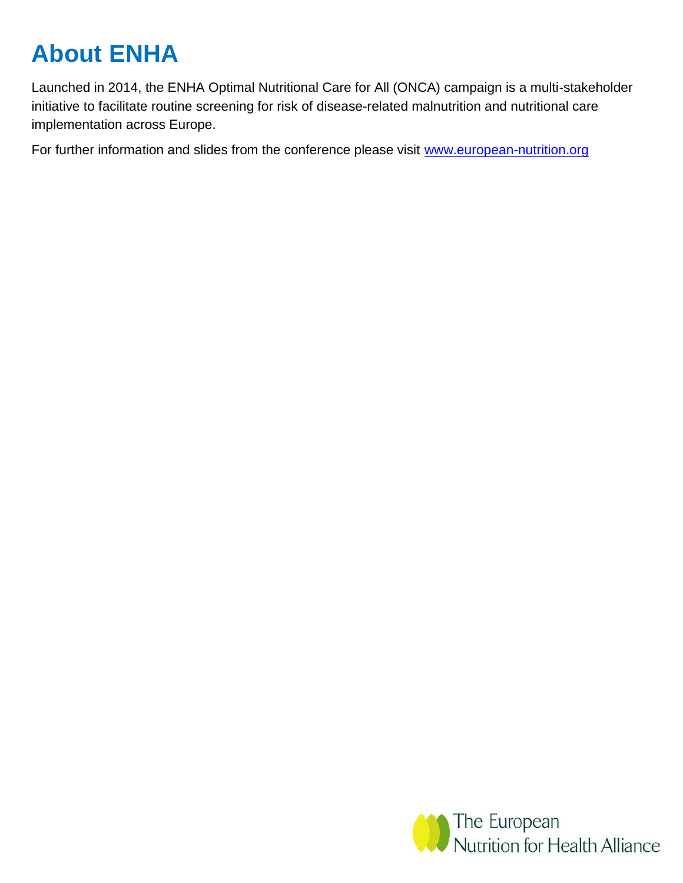# About ENHA

Launched in 2014, the ENHA Optimal Nutritional Care for All (ONCA) campaign is a multi-stakeholder initiative to facilitate routine screening for risk of disease-related malnutrition and nutritional care implementation across Europe.

For further information and slides from the conference please visit [www.european-nutrition.org](http://www.european-nutrition.org)

The European Nutrition for Health Alliance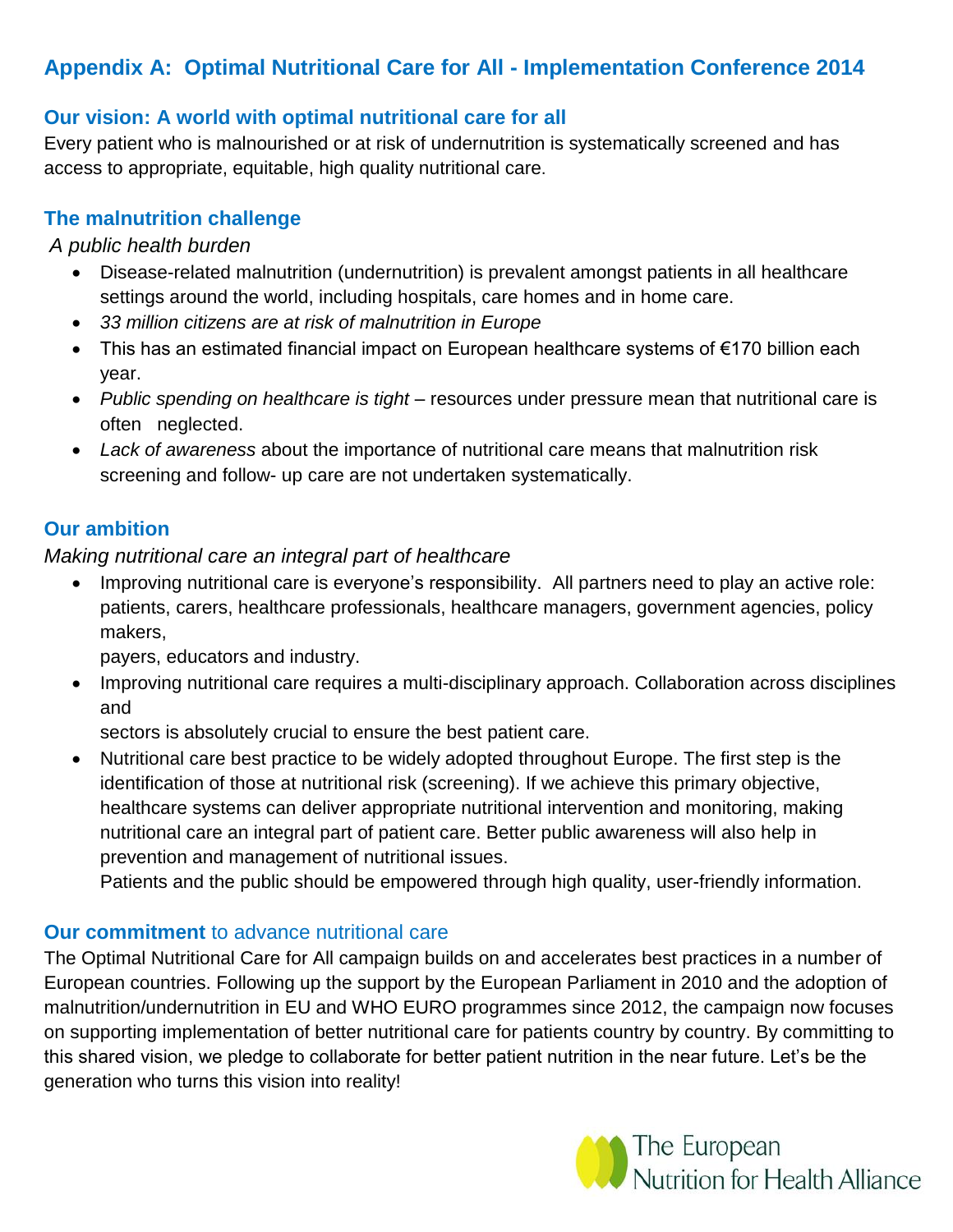## Appendix A: Optimal Nutritional Care for All - Implementation Conference 2014

### Our vision: A world with optimal nutritional care for all

Every patient who is malnourished or at risk of undernutrition is systematically screened and has access to appropriate, equitable, high quality nutritional care.

### The malnutrition challenge

*A public health burden*

- Disease-related malnutrition (undernutrition) is prevalent amongst patients in all healthcare settings around the world, including hospitals, care homes and in home care.
- *33 million citizens are at risk of malnutrition in Europe*
- This has an estimated financial impact on European healthcare systems of €170 billion each year.
- *Public spending on healthcare is tight* – resources under pressure mean that nutritional care is often neglected.
- *Lack of awareness* about the importance of nutritional care means that malnutrition risk screening and follow- up care are not undertaken systematically.

### Our ambition

*Making nutritional care an integral part of healthcare*

- Improving nutritional care is everyone's responsibility. All partners need to play an active role: patients, carers, healthcare professionals, healthcare managers, government agencies, policy makers, payers, educators and industry.
- Improving nutritional care requires a multi-disciplinary approach. Collaboration across disciplines and sectors is absolutely crucial to ensure the best patient care.
- Nutritional care best practice to be widely adopted throughout Europe. The first step is the identification of those at nutritional risk (screening). If we achieve this primary objective, healthcare systems can deliver appropriate nutritional intervention and monitoring, making nutritional care an integral part of patient care. Better public awareness will also help in prevention and management of nutritional issues.
  Patients and the public should be empowered through high quality, user-friendly information.

### **Our commitment** to advance nutritional care

The Optimal Nutritional Care for All campaign builds on and accelerates best practices in a number of European countries. Following up the support by the European Parliament in 2010 and the adoption of malnutrition/undernutrition in EU and WHO EURO programmes since 2012, the campaign now focuses on supporting implementation of better nutritional care for patients country by country. By committing to this shared vision, we pledge to collaborate for better patient nutrition in the near future. Let's be the generation who turns this vision into reality!

The European Nutrition for Health Alliance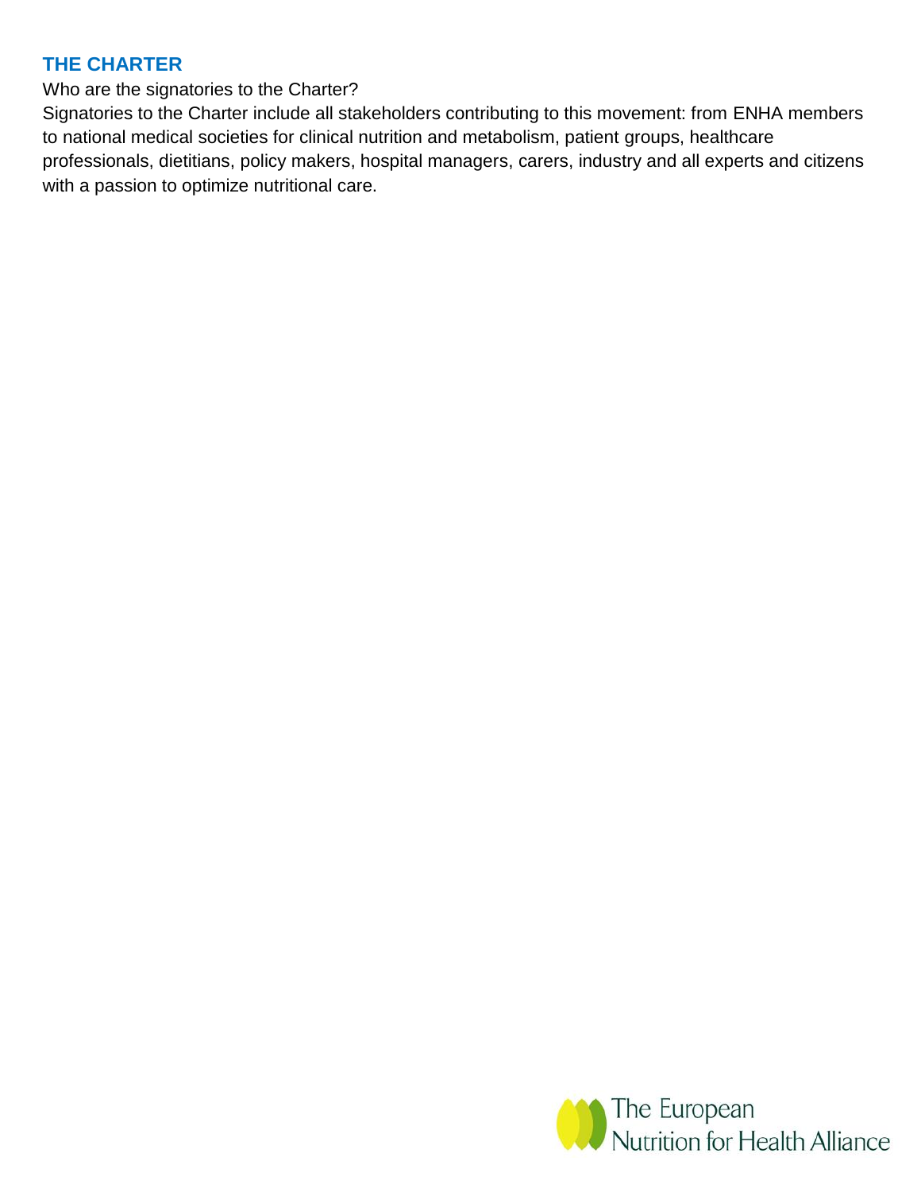## THE CHARTER

Who are the signatories to the Charter?

Signatories to the Charter include all stakeholders contributing to this movement: from ENHA members to national medical societies for clinical nutrition and metabolism, patient groups, healthcare professionals, dietitians, policy makers, hospital managers, carers, industry and all experts and citizens with a passion to optimize nutritional care.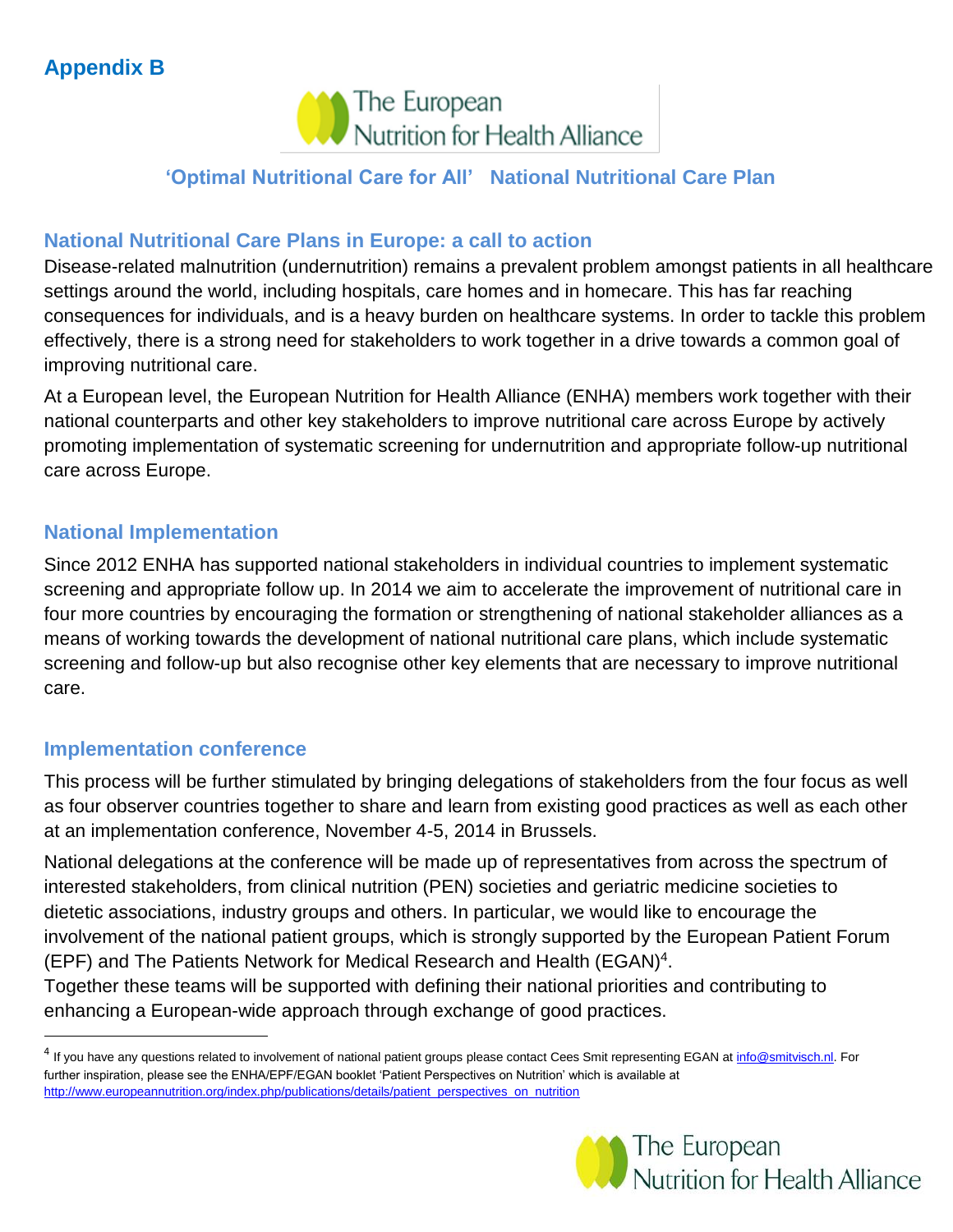## Appendix B

The European Nutrition for Health Alliance

### 'Optimal Nutritional Care for All' National Nutritional Care Plan

### National Nutritional Care Plans in Europe: a call to action

Disease-related malnutrition (undernutrition) remains a prevalent problem amongst patients in all healthcare settings around the world, including hospitals, care homes and in homecare. This has far reaching consequences for individuals, and is a heavy burden on healthcare systems. In order to tackle this problem effectively, there is a strong need for stakeholders to work together in a drive towards a common goal of improving nutritional care.

At a European level, the European Nutrition for Health Alliance (ENHA) members work together with their national counterparts and other key stakeholders to improve nutritional care across Europe by actively promoting implementation of systematic screening for undernutrition and appropriate follow-up nutritional care across Europe.

### National Implementation

Since 2012 ENHA has supported national stakeholders in individual countries to implement systematic screening and appropriate follow up. In 2014 we aim to accelerate the improvement of nutritional care in four more countries by encouraging the formation or strengthening of national stakeholder alliances as a means of working towards the development of national nutritional care plans, which include systematic screening and follow-up but also recognise other key elements that are necessary to improve nutritional care.

### Implementation conference

This process will be further stimulated by bringing delegations of stakeholders from the four focus as well as four observer countries together to share and learn from existing good practices as well as each other at an implementation conference, November 4-5, 2014 in Brussels.

National delegations at the conference will be made up of representatives from across the spectrum of interested stakeholders, from clinical nutrition (PEN) societies and geriatric medicine societies to dietetic associations, industry groups and others. In particular, we would like to encourage the involvement of the national patient groups, which is strongly supported by the European Patient Forum (EPF) and The Patients Network for Medical Research and Health (EGAN)[4].
Together these teams will be supported with defining their national priorities and contributing to enhancing a European-wide approach through exchange of good practices.

---

[4] If you have any questions related to involvement of national patient groups please contact Cees Smit representing EGAN at info@smitvisch.nl. For further inspiration, please see the ENHA/EPF/EGAN booklet 'Patient Perspectives on Nutrition' which is available at http://www.europeannutrition.org/index.php/publications/details/patient_perspectives_on_nutrition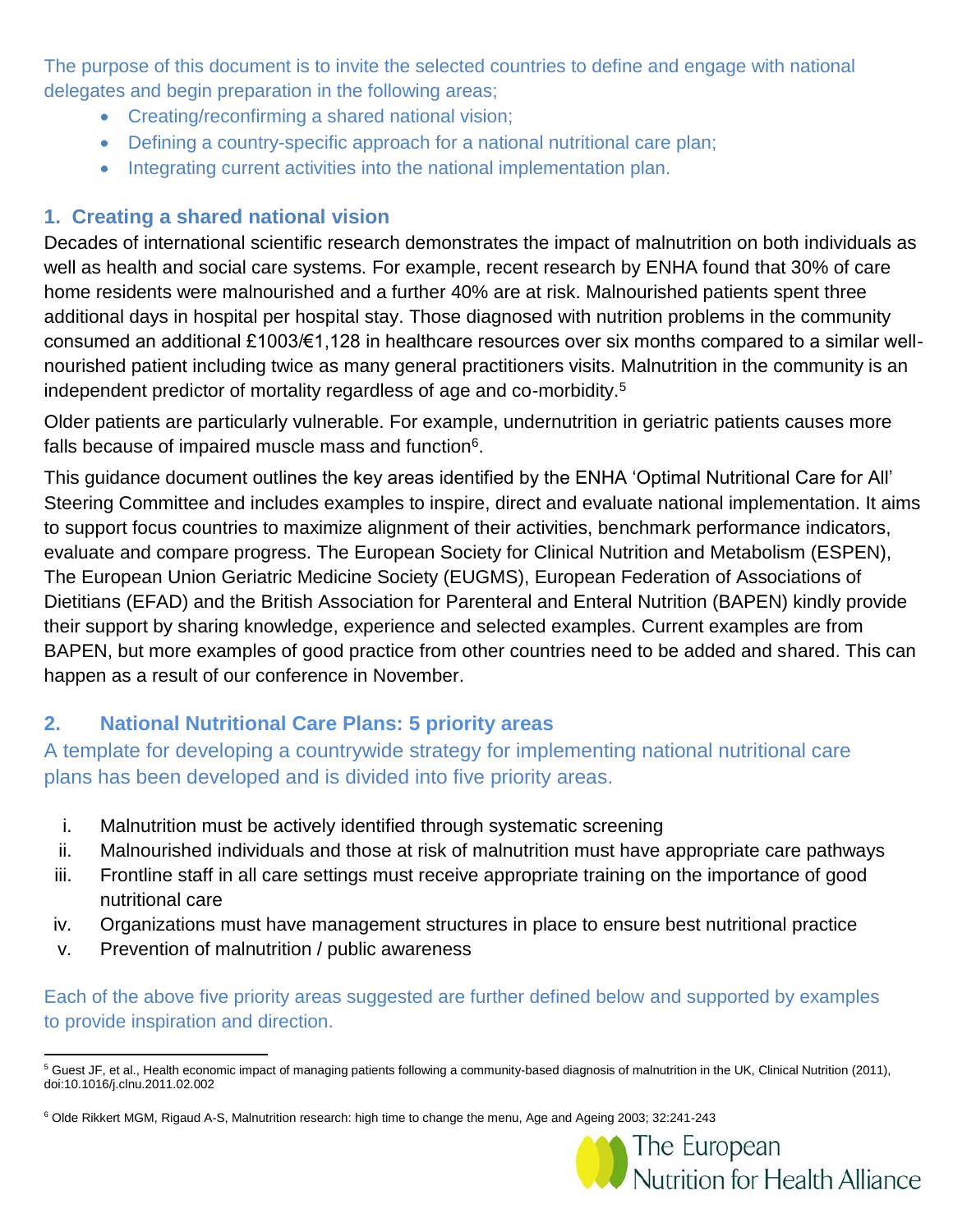The purpose of this document is to invite the selected countries to define and engage with national delegates and begin preparation in the following areas;

- Creating/reconfirming a shared national vision;
- Defining a country-specific approach for a national nutritional care plan;
- Integrating current activities into the national implementation plan.

## 1. Creating a shared national vision

Decades of international scientific research demonstrates the impact of malnutrition on both individuals as well as health and social care systems. For example, recent research by ENHA found that 30% of care home residents were malnourished and a further 40% are at risk. Malnourished patients spent three additional days in hospital per hospital stay. Those diagnosed with nutrition problems in the community consumed an additional £1003/€1,128 in healthcare resources over six months compared to a similar well-nourished patient including twice as many general practitioners visits. Malnutrition in the community is an independent predictor of mortality regardless of age and co-morbidity.[5]

Older patients are particularly vulnerable. For example, undernutrition in geriatric patients causes more falls because of impaired muscle mass and function[6].

This guidance document outlines the key areas identified by the ENHA 'Optimal Nutritional Care for All' Steering Committee and includes examples to inspire, direct and evaluate national implementation. It aims to support focus countries to maximize alignment of their activities, benchmark performance indicators, evaluate and compare progress. The European Society for Clinical Nutrition and Metabolism (ESPEN), The European Union Geriatric Medicine Society (EUGMS), European Federation of Associations of Dietitians (EFAD) and the British Association for Parenteral and Enteral Nutrition (BAPEN) kindly provide their support by sharing knowledge, experience and selected examples. Current examples are from BAPEN, but more examples of good practice from other countries need to be added and shared. This can happen as a result of our conference in November.

## 2. National Nutritional Care Plans: 5 priority areas

A template for developing a countrywide strategy for implementing national nutritional care plans has been developed and is divided into five priority areas.

i. Malnutrition must be actively identified through systematic screening
ii. Malnourished individuals and those at risk of malnutrition must have appropriate care pathways
iii. Frontline staff in all care settings must receive appropriate training on the importance of good nutritional care
iv. Organizations must have management structures in place to ensure best nutritional practice
v. Prevention of malnutrition / public awareness

Each of the above five priority areas suggested are further defined below and supported by examples to provide inspiration and direction.

---

[5] Guest JF, et al., Health economic impact of managing patients following a community-based diagnosis of malnutrition in the UK, Clinical Nutrition (2011), doi:10.1016/j.clnu.2011.02.002

[6] Olde Rikkert MGM, Rigaud A-S, Malnutrition research: high time to change the menu, Age and Ageing 2003; 32:241-243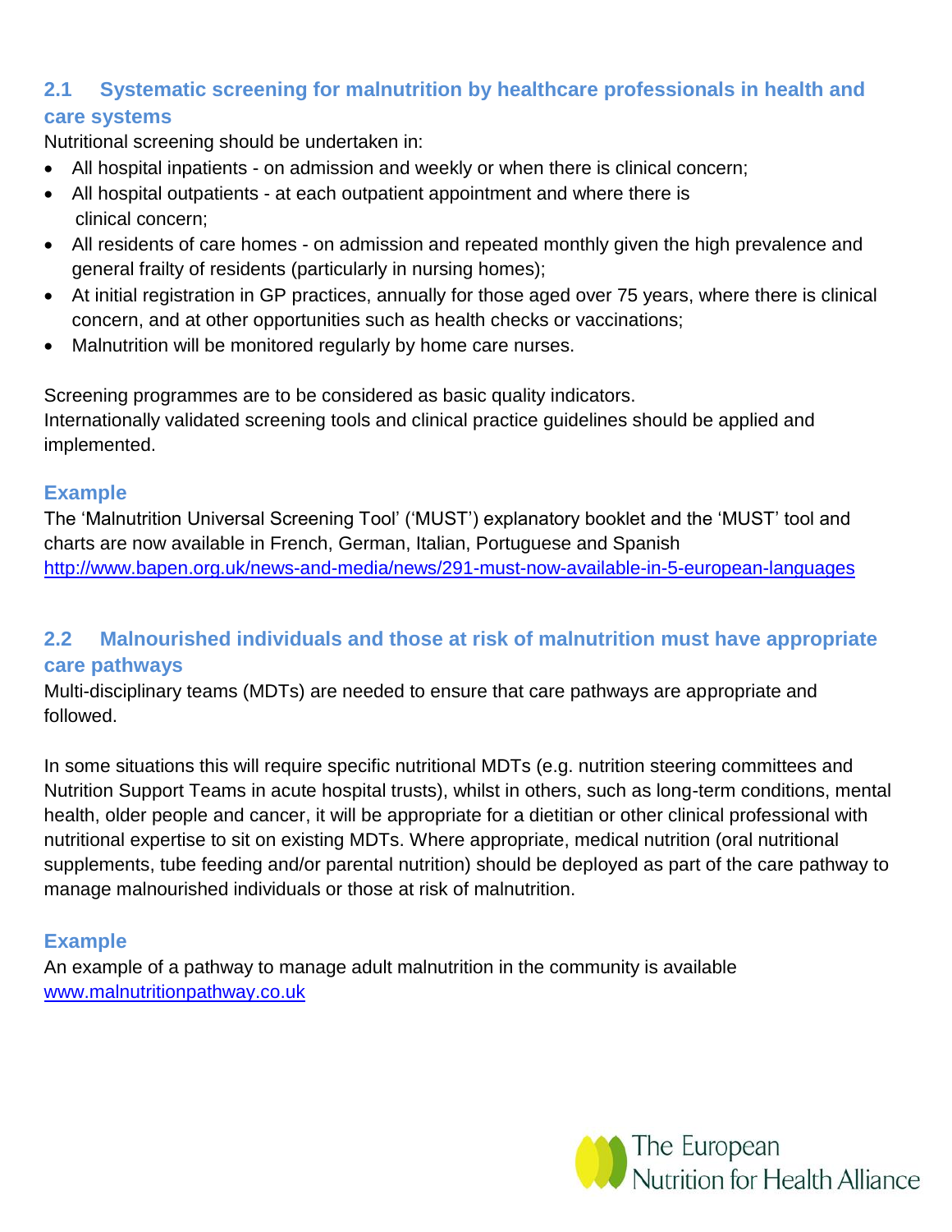## 2.1 Systematic screening for malnutrition by healthcare professionals in health and care systems

Nutritional screening should be undertaken in:

- All hospital inpatients - on admission and weekly or when there is clinical concern;
- All hospital outpatients - at each outpatient appointment and where there is clinical concern;
- All residents of care homes - on admission and repeated monthly given the high prevalence and general frailty of residents (particularly in nursing homes);
- At initial registration in GP practices, annually for those aged over 75 years, where there is clinical concern, and at other opportunities such as health checks or vaccinations;
- Malnutrition will be monitored regularly by home care nurses.

Screening programmes are to be considered as basic quality indicators.
Internationally validated screening tools and clinical practice guidelines should be applied and implemented.

### Example

The 'Malnutrition Universal Screening Tool' ('MUST') explanatory booklet and the 'MUST' tool and charts are now available in French, German, Italian, Portuguese and Spanish
http://www.bapen.org.uk/news-and-media/news/291-must-now-available-in-5-european-languages

## 2.2 Malnourished individuals and those at risk of malnutrition must have appropriate care pathways

Multi-disciplinary teams (MDTs) are needed to ensure that care pathways are appropriate and followed.

In some situations this will require specific nutritional MDTs (e.g. nutrition steering committees and Nutrition Support Teams in acute hospital trusts), whilst in others, such as long-term conditions, mental health, older people and cancer, it will be appropriate for a dietitian or other clinical professional with nutritional expertise to sit on existing MDTs. Where appropriate, medical nutrition (oral nutritional supplements, tube feeding and/or parental nutrition) should be deployed as part of the care pathway to manage malnourished individuals or those at risk of malnutrition.

### Example

An example of a pathway to manage adult malnutrition in the community is available
www.malnutritionpathway.co.uk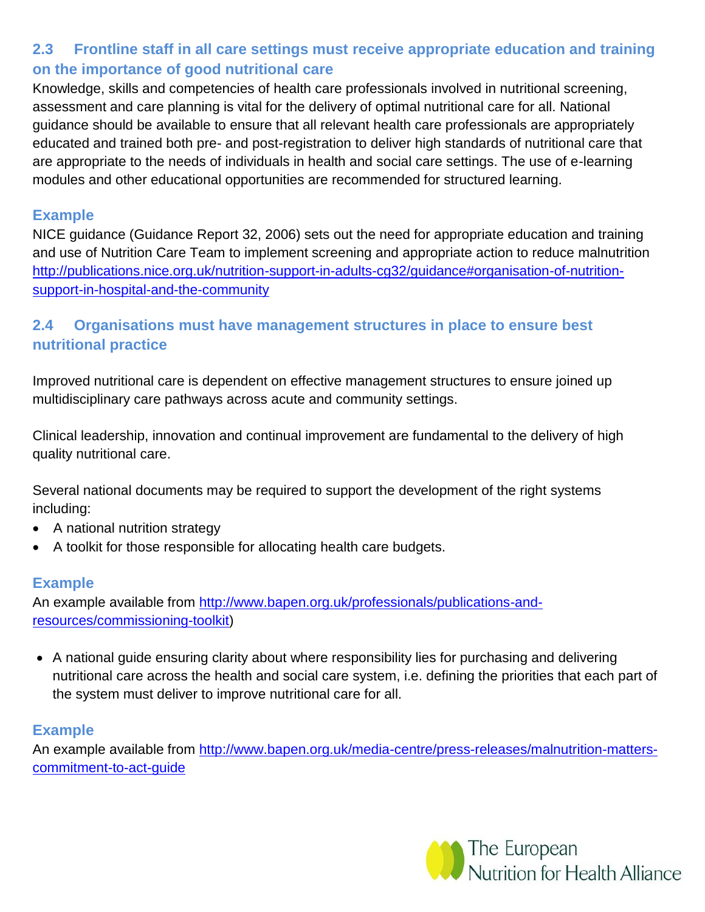### 2.3 Frontline staff in all care settings must receive appropriate education and training on the importance of good nutritional care

Knowledge, skills and competencies of health care professionals involved in nutritional screening, assessment and care planning is vital for the delivery of optimal nutritional care for all. National guidance should be available to ensure that all relevant health care professionals are appropriately educated and trained both pre- and post-registration to deliver high standards of nutritional care that are appropriate to the needs of individuals in health and social care settings. The use of e-learning modules and other educational opportunities are recommended for structured learning.

#### Example

NICE guidance (Guidance Report 32, 2006) sets out the need for appropriate education and training and use of Nutrition Care Team to implement screening and appropriate action to reduce malnutrition http://publications.nice.org.uk/nutrition-support-in-adults-cg32/guidance#organisation-of-nutrition-support-in-hospital-and-the-community

### 2.4 Organisations must have management structures in place to ensure best nutritional practice

Improved nutritional care is dependent on effective management structures to ensure joined up multidisciplinary care pathways across acute and community settings.

Clinical leadership, innovation and continual improvement are fundamental to the delivery of high quality nutritional care.

Several national documents may be required to support the development of the right systems including:

- A national nutrition strategy
- A toolkit for those responsible for allocating health care budgets.

#### Example

An example available from http://www.bapen.org.uk/professionals/publications-and-resources/commissioning-toolkit)

- A national guide ensuring clarity about where responsibility lies for purchasing and delivering nutritional care across the health and social care system, i.e. defining the priorities that each part of the system must deliver to improve nutritional care for all.

#### Example

An example available from http://www.bapen.org.uk/media-centre/press-releases/malnutrition-matters-commitment-to-act-guide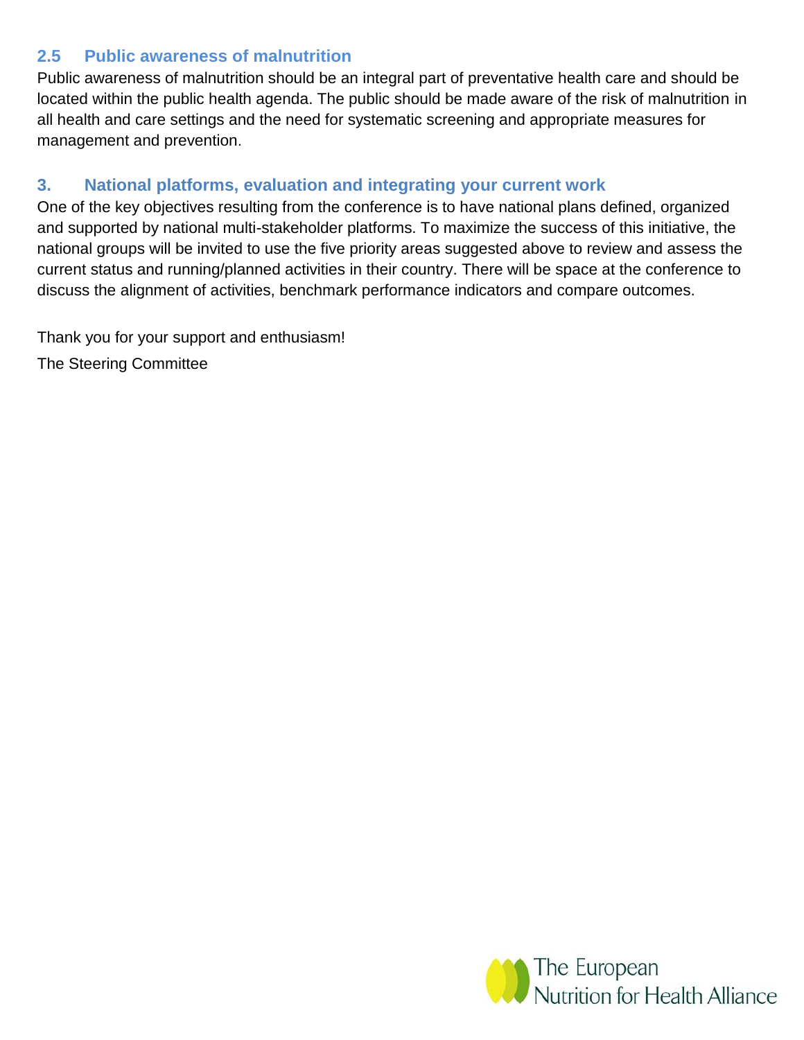### 2.5 Public awareness of malnutrition

Public awareness of malnutrition should be an integral part of preventative health care and should be located within the public health agenda. The public should be made aware of the risk of malnutrition in all health and care settings and the need for systematic screening and appropriate measures for management and prevention.

## 3. National platforms, evaluation and integrating your current work

One of the key objectives resulting from the conference is to have national plans defined, organized and supported by national multi-stakeholder platforms. To maximize the success of this initiative, the national groups will be invited to use the five priority areas suggested above to review and assess the current status and running/planned activities in their country. There will be space at the conference to discuss the alignment of activities, benchmark performance indicators and compare outcomes.

Thank you for your support and enthusiasm!

The Steering Committee

The European Nutrition for Health Alliance